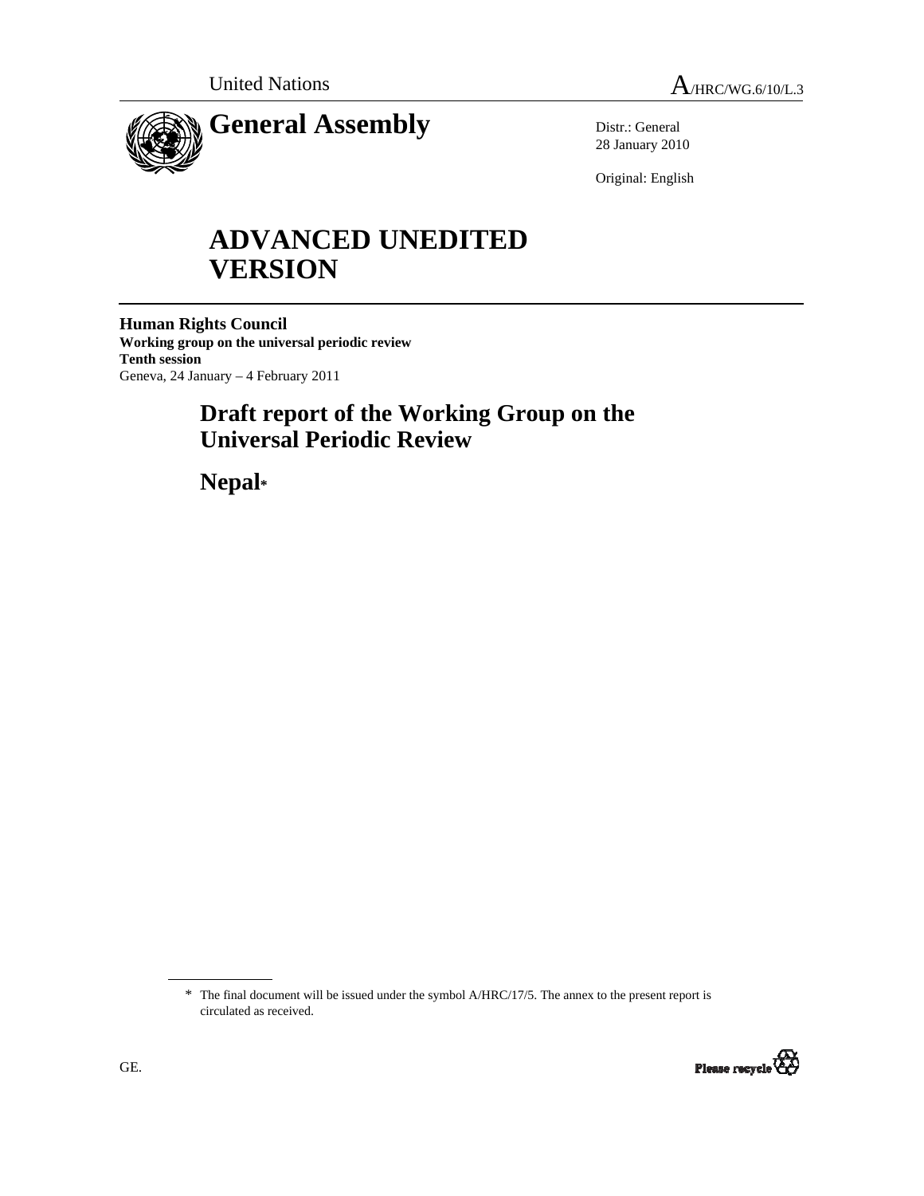United Nations

A/HRC/WG.6/10/L.3

# General Assembly

Distr.: General
28 January 2010

Original: English

# ADVANCED UNEDITED VERSION

**Human Rights Council**
**Working group on the universal periodic review**
**Tenth session**
Geneva, 24 January – 4 February 2011

## Draft report of the Working Group on the Universal Periodic Review

## Nepal*

* The final document will be issued under the symbol A/HRC/17/5. The annex to the present report is circulated as received.

GE.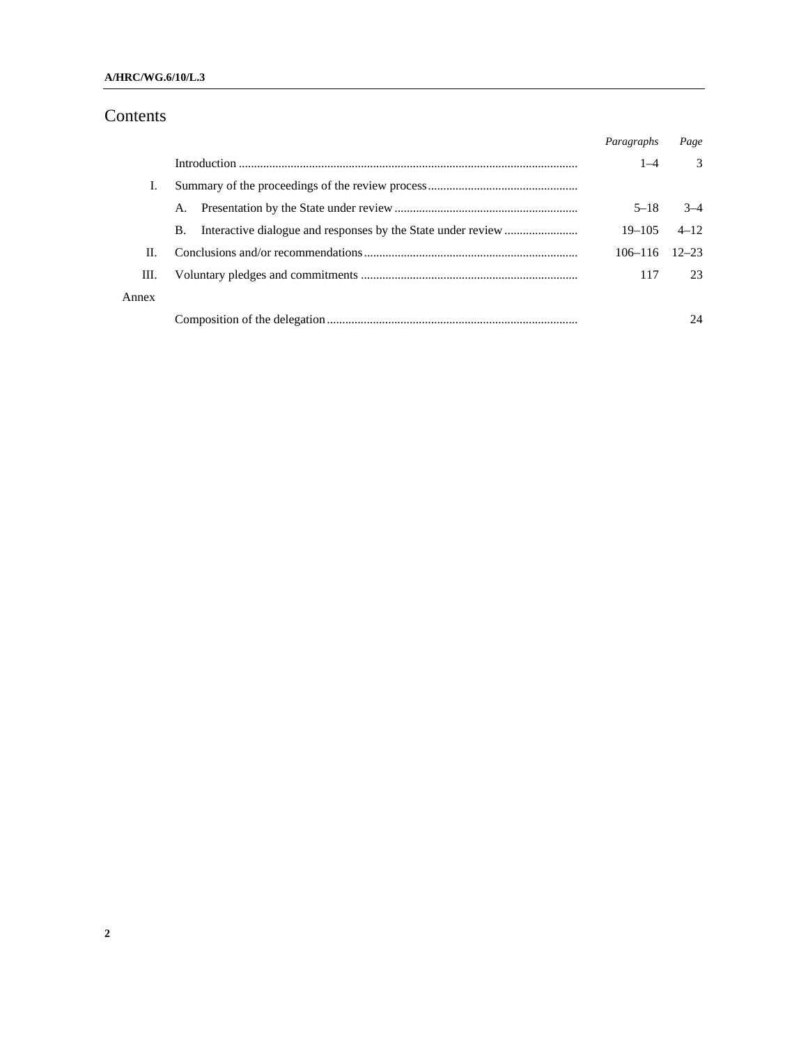# Contents

| | | *Paragraphs* | *Page* |
|---|---|---|---|
| | Introduction | 1–4 | 3 |
| I. | Summary of the proceedings of the review process | | |
| | A. Presentation by the State under review | 5–18 | 3–4 |
| | B. Interactive dialogue and responses by the State under review | 19–105 | 4–12 |
| II. | Conclusions and/or recommendations | 106–116 | 12–23 |
| III. | Voluntary pledges and commitments | 117 | 23 |
| Annex | | | |
| | Composition of the delegation | | 24 |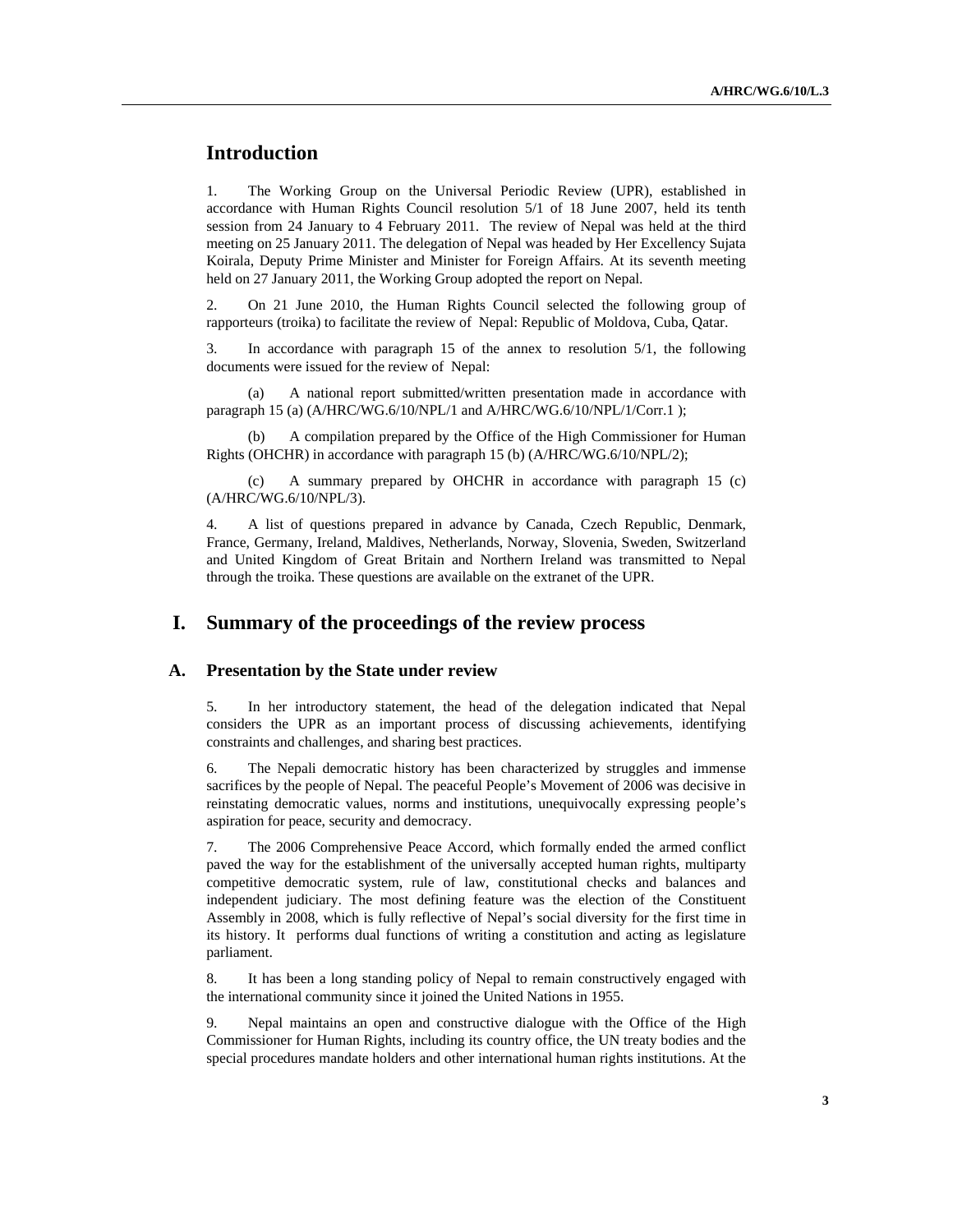## Introduction

1. The Working Group on the Universal Periodic Review (UPR), established in accordance with Human Rights Council resolution 5/1 of 18 June 2007, held its tenth session from 24 January to 4 February 2011. The review of Nepal was held at the third meeting on 25 January 2011. The delegation of Nepal was headed by Her Excellency Sujata Koirala, Deputy Prime Minister and Minister for Foreign Affairs. At its seventh meeting held on 27 January 2011, the Working Group adopted the report on Nepal.

2. On 21 June 2010, the Human Rights Council selected the following group of rapporteurs (troika) to facilitate the review of Nepal: Republic of Moldova, Cuba, Qatar.

3. In accordance with paragraph 15 of the annex to resolution 5/1, the following documents were issued for the review of Nepal:

(a) A national report submitted/written presentation made in accordance with paragraph 15 (a) (A/HRC/WG.6/10/NPL/1 and A/HRC/WG.6/10/NPL/1/Corr.1 );

(b) A compilation prepared by the Office of the High Commissioner for Human Rights (OHCHR) in accordance with paragraph 15 (b) (A/HRC/WG.6/10/NPL/2);

(c) A summary prepared by OHCHR in accordance with paragraph 15 (c) (A/HRC/WG.6/10/NPL/3).

4. A list of questions prepared in advance by Canada, Czech Republic, Denmark, France, Germany, Ireland, Maldives, Netherlands, Norway, Slovenia, Sweden, Switzerland and United Kingdom of Great Britain and Northern Ireland was transmitted to Nepal through the troika. These questions are available on the extranet of the UPR.

# I. Summary of the proceedings of the review process

## A. Presentation by the State under review

5. In her introductory statement, the head of the delegation indicated that Nepal considers the UPR as an important process of discussing achievements, identifying constraints and challenges, and sharing best practices.

6. The Nepali democratic history has been characterized by struggles and immense sacrifices by the people of Nepal. The peaceful People's Movement of 2006 was decisive in reinstating democratic values, norms and institutions, unequivocally expressing people's aspiration for peace, security and democracy.

7. The 2006 Comprehensive Peace Accord, which formally ended the armed conflict paved the way for the establishment of the universally accepted human rights, multiparty competitive democratic system, rule of law, constitutional checks and balances and independent judiciary. The most defining feature was the election of the Constituent Assembly in 2008, which is fully reflective of Nepal's social diversity for the first time in its history. It performs dual functions of writing a constitution and acting as legislature parliament.

8. It has been a long standing policy of Nepal to remain constructively engaged with the international community since it joined the United Nations in 1955.

9. Nepal maintains an open and constructive dialogue with the Office of the High Commissioner for Human Rights, including its country office, the UN treaty bodies and the special procedures mandate holders and other international human rights institutions. At the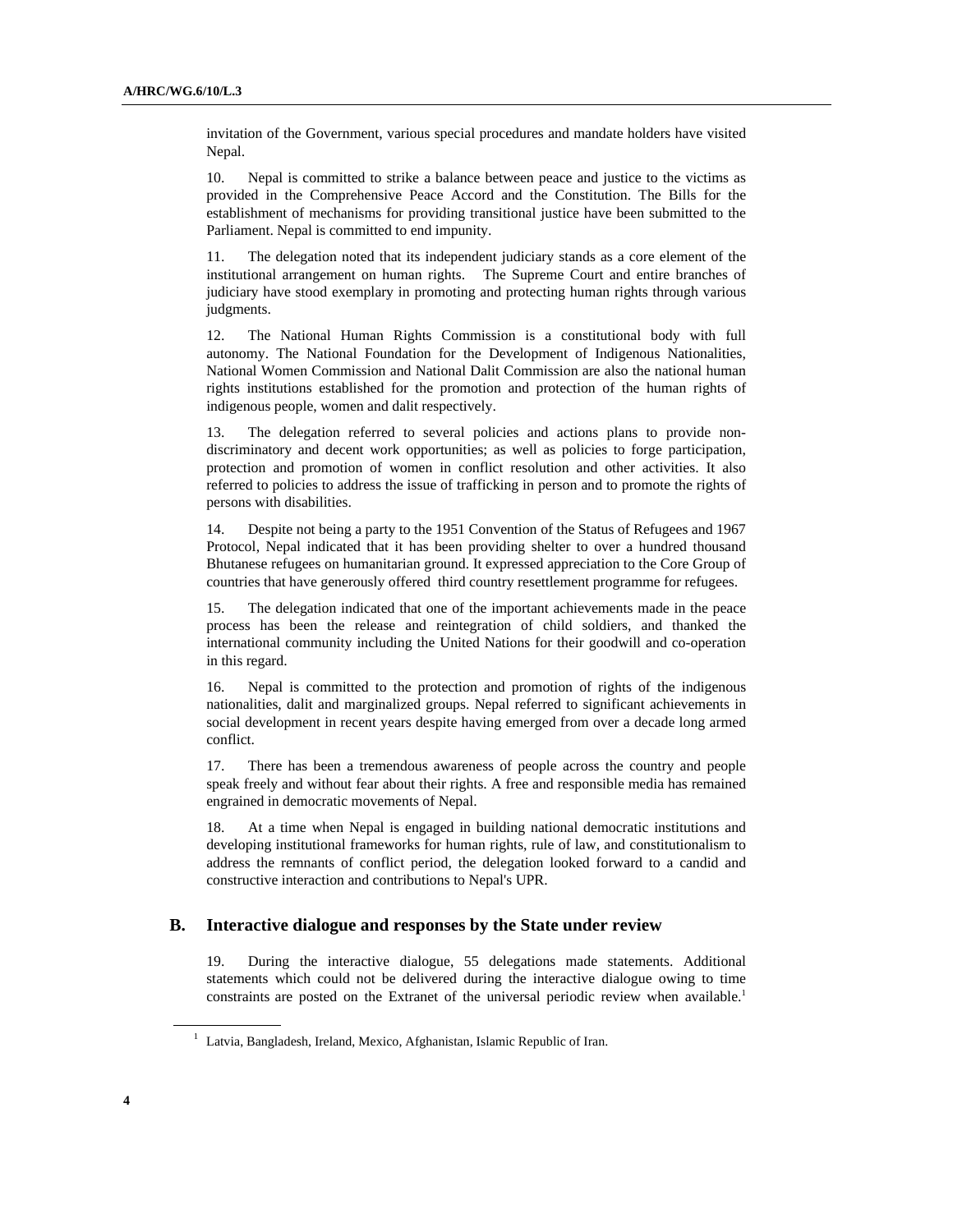invitation of the Government, various special procedures and mandate holders have visited Nepal.

10. Nepal is committed to strike a balance between peace and justice to the victims as provided in the Comprehensive Peace Accord and the Constitution. The Bills for the establishment of mechanisms for providing transitional justice have been submitted to the Parliament. Nepal is committed to end impunity.

11. The delegation noted that its independent judiciary stands as a core element of the institutional arrangement on human rights. The Supreme Court and entire branches of judiciary have stood exemplary in promoting and protecting human rights through various judgments.

12. The National Human Rights Commission is a constitutional body with full autonomy. The National Foundation for the Development of Indigenous Nationalities, National Women Commission and National Dalit Commission are also the national human rights institutions established for the promotion and protection of the human rights of indigenous people, women and dalit respectively.

13. The delegation referred to several policies and actions plans to provide non-discriminatory and decent work opportunities; as well as policies to forge participation, protection and promotion of women in conflict resolution and other activities. It also referred to policies to address the issue of trafficking in person and to promote the rights of persons with disabilities.

14. Despite not being a party to the 1951 Convention of the Status of Refugees and 1967 Protocol, Nepal indicated that it has been providing shelter to over a hundred thousand Bhutanese refugees on humanitarian ground. It expressed appreciation to the Core Group of countries that have generously offered third country resettlement programme for refugees.

15. The delegation indicated that one of the important achievements made in the peace process has been the release and reintegration of child soldiers, and thanked the international community including the United Nations for their goodwill and co-operation in this regard.

16. Nepal is committed to the protection and promotion of rights of the indigenous nationalities, dalit and marginalized groups. Nepal referred to significant achievements in social development in recent years despite having emerged from over a decade long armed conflict.

17. There has been a tremendous awareness of people across the country and people speak freely and without fear about their rights. A free and responsible media has remained engrained in democratic movements of Nepal.

18. At a time when Nepal is engaged in building national democratic institutions and developing institutional frameworks for human rights, rule of law, and constitutionalism to address the remnants of conflict period, the delegation looked forward to a candid and constructive interaction and contributions to Nepal's UPR.

## B. Interactive dialogue and responses by the State under review

19. During the interactive dialogue, 55 delegations made statements. Additional statements which could not be delivered during the interactive dialogue owing to time constraints are posted on the Extranet of the universal periodic review when available.[1]

[1] Latvia, Bangladesh, Ireland, Mexico, Afghanistan, Islamic Republic of Iran.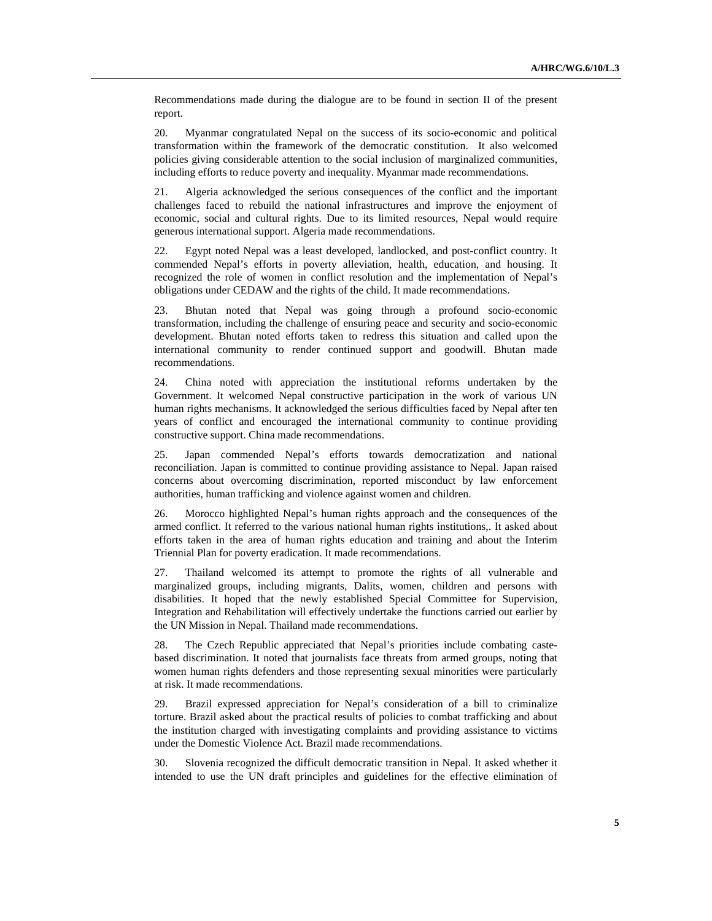Recommendations made during the dialogue are to be found in section II of the present report.

20. Myanmar congratulated Nepal on the success of its socio-economic and political transformation within the framework of the democratic constitution. It also welcomed policies giving considerable attention to the social inclusion of marginalized communities, including efforts to reduce poverty and inequality. Myanmar made recommendations.

21. Algeria acknowledged the serious consequences of the conflict and the important challenges faced to rebuild the national infrastructures and improve the enjoyment of economic, social and cultural rights. Due to its limited resources, Nepal would require generous international support. Algeria made recommendations.

22. Egypt noted Nepal was a least developed, landlocked, and post-conflict country. It commended Nepal's efforts in poverty alleviation, health, education, and housing. It recognized the role of women in conflict resolution and the implementation of Nepal's obligations under CEDAW and the rights of the child. It made recommendations.

23. Bhutan noted that Nepal was going through a profound socio-economic transformation, including the challenge of ensuring peace and security and socio-economic development. Bhutan noted efforts taken to redress this situation and called upon the international community to render continued support and goodwill. Bhutan made recommendations.

24. China noted with appreciation the institutional reforms undertaken by the Government. It welcomed Nepal constructive participation in the work of various UN human rights mechanisms. It acknowledged the serious difficulties faced by Nepal after ten years of conflict and encouraged the international community to continue providing constructive support. China made recommendations.

25. Japan commended Nepal's efforts towards democratization and national reconciliation. Japan is committed to continue providing assistance to Nepal. Japan raised concerns about overcoming discrimination, reported misconduct by law enforcement authorities, human trafficking and violence against women and children.

26. Morocco highlighted Nepal's human rights approach and the consequences of the armed conflict. It referred to the various national human rights institutions,. It asked about efforts taken in the area of human rights education and training and about the Interim Triennial Plan for poverty eradication. It made recommendations.

27. Thailand welcomed its attempt to promote the rights of all vulnerable and marginalized groups, including migrants, Dalits, women, children and persons with disabilities. It hoped that the newly established Special Committee for Supervision, Integration and Rehabilitation will effectively undertake the functions carried out earlier by the UN Mission in Nepal. Thailand made recommendations.

28. The Czech Republic appreciated that Nepal's priorities include combating caste-based discrimination. It noted that journalists face threats from armed groups, noting that women human rights defenders and those representing sexual minorities were particularly at risk. It made recommendations.

29. Brazil expressed appreciation for Nepal's consideration of a bill to criminalize torture. Brazil asked about the practical results of policies to combat trafficking and about the institution charged with investigating complaints and providing assistance to victims under the Domestic Violence Act. Brazil made recommendations.

30. Slovenia recognized the difficult democratic transition in Nepal. It asked whether it intended to use the UN draft principles and guidelines for the effective elimination of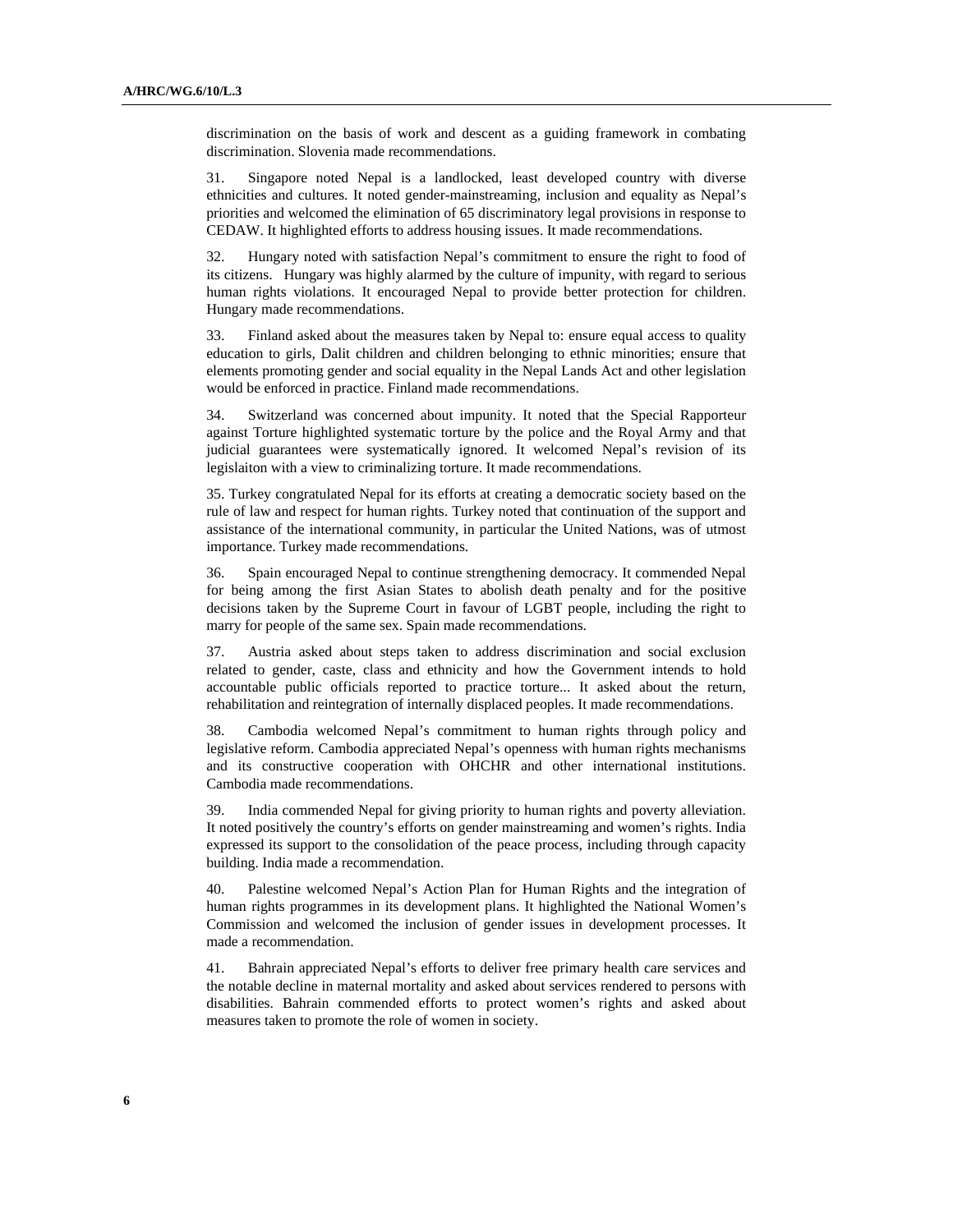discrimination on the basis of work and descent as a guiding framework in combating discrimination. Slovenia made recommendations.

31. Singapore noted Nepal is a landlocked, least developed country with diverse ethnicities and cultures. It noted gender-mainstreaming, inclusion and equality as Nepal's priorities and welcomed the elimination of 65 discriminatory legal provisions in response to CEDAW. It highlighted efforts to address housing issues. It made recommendations.

32. Hungary noted with satisfaction Nepal's commitment to ensure the right to food of its citizens. Hungary was highly alarmed by the culture of impunity, with regard to serious human rights violations. It encouraged Nepal to provide better protection for children. Hungary made recommendations.

33. Finland asked about the measures taken by Nepal to: ensure equal access to quality education to girls, Dalit children and children belonging to ethnic minorities; ensure that elements promoting gender and social equality in the Nepal Lands Act and other legislation would be enforced in practice. Finland made recommendations.

34. Switzerland was concerned about impunity. It noted that the Special Rapporteur against Torture highlighted systematic torture by the police and the Royal Army and that judicial guarantees were systematically ignored. It welcomed Nepal's revision of its legislaiton with a view to criminalizing torture. It made recommendations.

35. Turkey congratulated Nepal for its efforts at creating a democratic society based on the rule of law and respect for human rights. Turkey noted that continuation of the support and assistance of the international community, in particular the United Nations, was of utmost importance. Turkey made recommendations.

36. Spain encouraged Nepal to continue strengthening democracy. It commended Nepal for being among the first Asian States to abolish death penalty and for the positive decisions taken by the Supreme Court in favour of LGBT people, including the right to marry for people of the same sex. Spain made recommendations.

37. Austria asked about steps taken to address discrimination and social exclusion related to gender, caste, class and ethnicity and how the Government intends to hold accountable public officials reported to practice torture... It asked about the return, rehabilitation and reintegration of internally displaced peoples. It made recommendations.

38. Cambodia welcomed Nepal's commitment to human rights through policy and legislative reform. Cambodia appreciated Nepal's openness with human rights mechanisms and its constructive cooperation with OHCHR and other international institutions. Cambodia made recommendations.

39. India commended Nepal for giving priority to human rights and poverty alleviation. It noted positively the country's efforts on gender mainstreaming and women's rights. India expressed its support to the consolidation of the peace process, including through capacity building. India made a recommendation.

40. Palestine welcomed Nepal's Action Plan for Human Rights and the integration of human rights programmes in its development plans. It highlighted the National Women's Commission and welcomed the inclusion of gender issues in development processes. It made a recommendation.

41. Bahrain appreciated Nepal's efforts to deliver free primary health care services and the notable decline in maternal mortality and asked about services rendered to persons with disabilities. Bahrain commended efforts to protect women's rights and asked about measures taken to promote the role of women in society.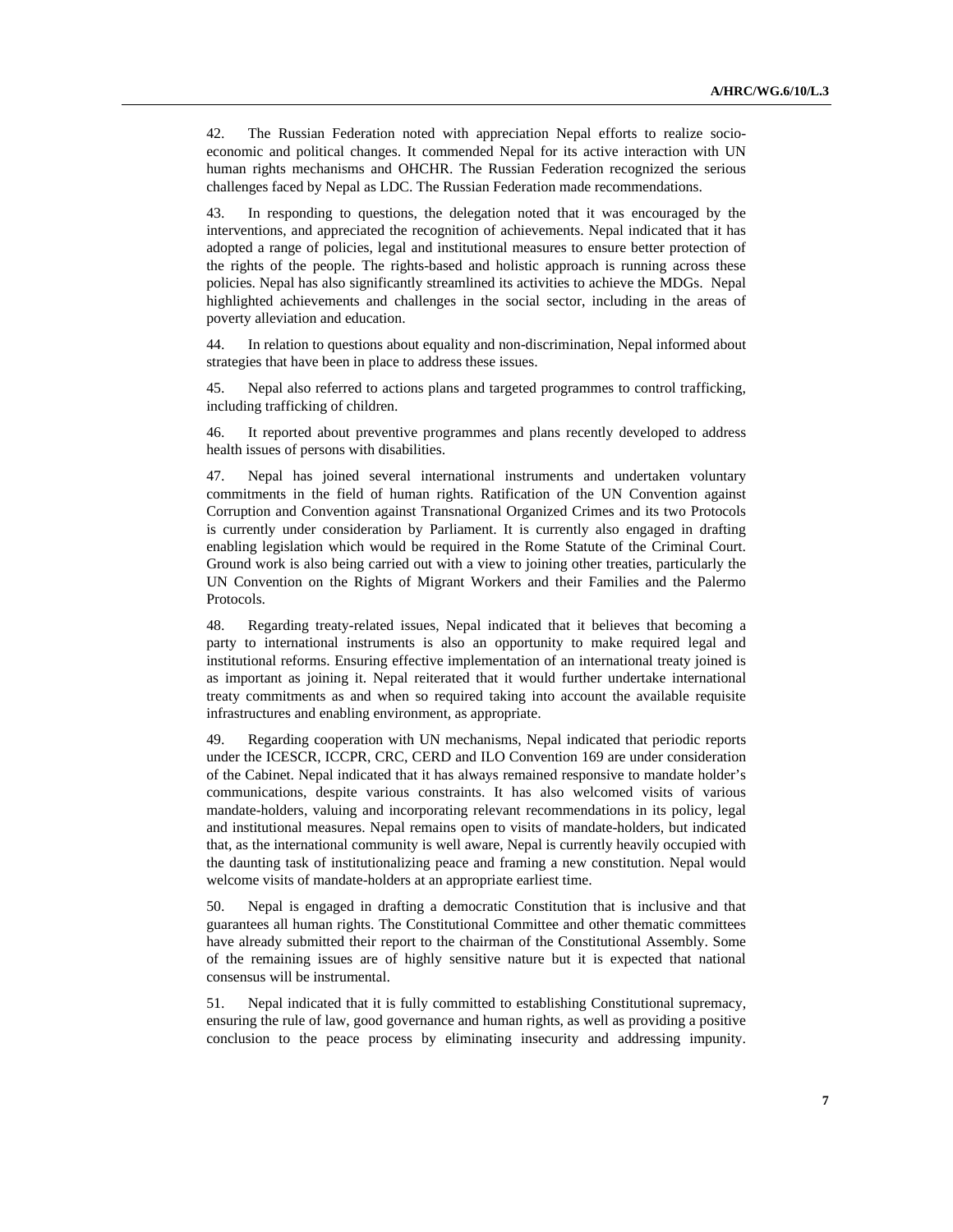42. The Russian Federation noted with appreciation Nepal efforts to realize socio-economic and political changes. It commended Nepal for its active interaction with UN human rights mechanisms and OHCHR. The Russian Federation recognized the serious challenges faced by Nepal as LDC. The Russian Federation made recommendations.

43. In responding to questions, the delegation noted that it was encouraged by the interventions, and appreciated the recognition of achievements. Nepal indicated that it has adopted a range of policies, legal and institutional measures to ensure better protection of the rights of the people. The rights-based and holistic approach is running across these policies. Nepal has also significantly streamlined its activities to achieve the MDGs. Nepal highlighted achievements and challenges in the social sector, including in the areas of poverty alleviation and education.

44. In relation to questions about equality and non-discrimination, Nepal informed about strategies that have been in place to address these issues.

45. Nepal also referred to actions plans and targeted programmes to control trafficking, including trafficking of children.

46. It reported about preventive programmes and plans recently developed to address health issues of persons with disabilities.

47. Nepal has joined several international instruments and undertaken voluntary commitments in the field of human rights. Ratification of the UN Convention against Corruption and Convention against Transnational Organized Crimes and its two Protocols is currently under consideration by Parliament. It is currently also engaged in drafting enabling legislation which would be required in the Rome Statute of the Criminal Court. Ground work is also being carried out with a view to joining other treaties, particularly the UN Convention on the Rights of Migrant Workers and their Families and the Palermo Protocols.

48. Regarding treaty-related issues, Nepal indicated that it believes that becoming a party to international instruments is also an opportunity to make required legal and institutional reforms. Ensuring effective implementation of an international treaty joined is as important as joining it. Nepal reiterated that it would further undertake international treaty commitments as and when so required taking into account the available requisite infrastructures and enabling environment, as appropriate.

49. Regarding cooperation with UN mechanisms, Nepal indicated that periodic reports under the ICESCR, ICCPR, CRC, CERD and ILO Convention 169 are under consideration of the Cabinet. Nepal indicated that it has always remained responsive to mandate holder's communications, despite various constraints. It has also welcomed visits of various mandate-holders, valuing and incorporating relevant recommendations in its policy, legal and institutional measures. Nepal remains open to visits of mandate-holders, but indicated that, as the international community is well aware, Nepal is currently heavily occupied with the daunting task of institutionalizing peace and framing a new constitution. Nepal would welcome visits of mandate-holders at an appropriate earliest time.

50. Nepal is engaged in drafting a democratic Constitution that is inclusive and that guarantees all human rights. The Constitutional Committee and other thematic committees have already submitted their report to the chairman of the Constitutional Assembly. Some of the remaining issues are of highly sensitive nature but it is expected that national consensus will be instrumental.

51. Nepal indicated that it is fully committed to establishing Constitutional supremacy, ensuring the rule of law, good governance and human rights, as well as providing a positive conclusion to the peace process by eliminating insecurity and addressing impunity.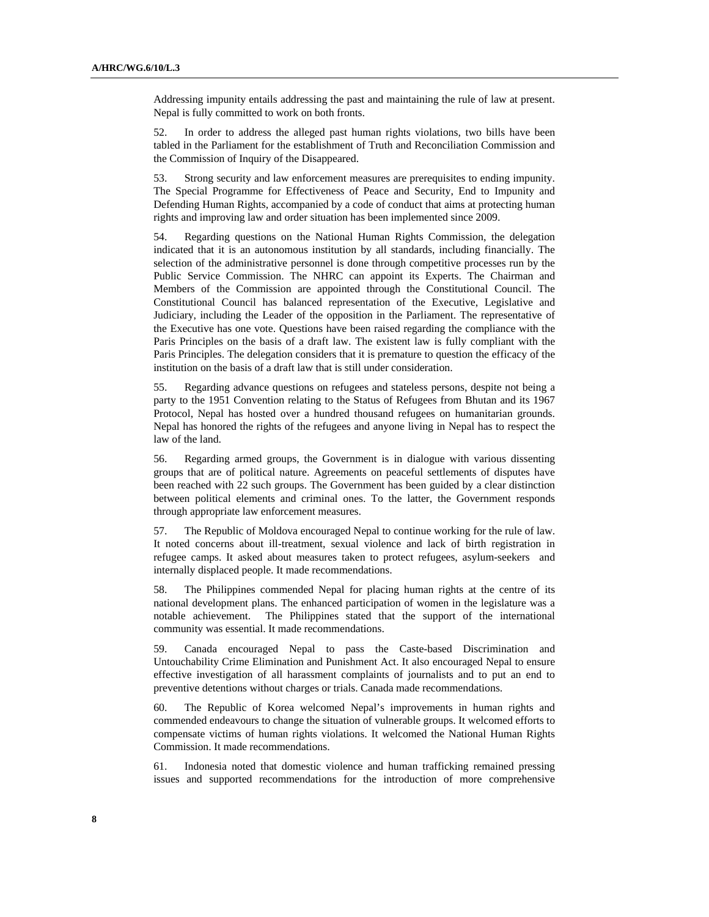Addressing impunity entails addressing the past and maintaining the rule of law at present. Nepal is fully committed to work on both fronts.

52. In order to address the alleged past human rights violations, two bills have been tabled in the Parliament for the establishment of Truth and Reconciliation Commission and the Commission of Inquiry of the Disappeared.

53. Strong security and law enforcement measures are prerequisites to ending impunity. The Special Programme for Effectiveness of Peace and Security, End to Impunity and Defending Human Rights, accompanied by a code of conduct that aims at protecting human rights and improving law and order situation has been implemented since 2009.

54. Regarding questions on the National Human Rights Commission, the delegation indicated that it is an autonomous institution by all standards, including financially. The selection of the administrative personnel is done through competitive processes run by the Public Service Commission. The NHRC can appoint its Experts. The Chairman and Members of the Commission are appointed through the Constitutional Council. The Constitutional Council has balanced representation of the Executive, Legislative and Judiciary, including the Leader of the opposition in the Parliament. The representative of the Executive has one vote. Questions have been raised regarding the compliance with the Paris Principles on the basis of a draft law. The existent law is fully compliant with the Paris Principles. The delegation considers that it is premature to question the efficacy of the institution on the basis of a draft law that is still under consideration.

55. Regarding advance questions on refugees and stateless persons, despite not being a party to the 1951 Convention relating to the Status of Refugees from Bhutan and its 1967 Protocol, Nepal has hosted over a hundred thousand refugees on humanitarian grounds. Nepal has honored the rights of the refugees and anyone living in Nepal has to respect the law of the land.

56. Regarding armed groups, the Government is in dialogue with various dissenting groups that are of political nature. Agreements on peaceful settlements of disputes have been reached with 22 such groups. The Government has been guided by a clear distinction between political elements and criminal ones. To the latter, the Government responds through appropriate law enforcement measures.

57. The Republic of Moldova encouraged Nepal to continue working for the rule of law. It noted concerns about ill-treatment, sexual violence and lack of birth registration in refugee camps. It asked about measures taken to protect refugees, asylum-seekers and internally displaced people. It made recommendations.

58. The Philippines commended Nepal for placing human rights at the centre of its national development plans. The enhanced participation of women in the legislature was a notable achievement. The Philippines stated that the support of the international community was essential. It made recommendations.

59. Canada encouraged Nepal to pass the Caste-based Discrimination and Untouchability Crime Elimination and Punishment Act. It also encouraged Nepal to ensure effective investigation of all harassment complaints of journalists and to put an end to preventive detentions without charges or trials. Canada made recommendations.

60. The Republic of Korea welcomed Nepal's improvements in human rights and commended endeavours to change the situation of vulnerable groups. It welcomed efforts to compensate victims of human rights violations. It welcomed the National Human Rights Commission. It made recommendations.

61. Indonesia noted that domestic violence and human trafficking remained pressing issues and supported recommendations for the introduction of more comprehensive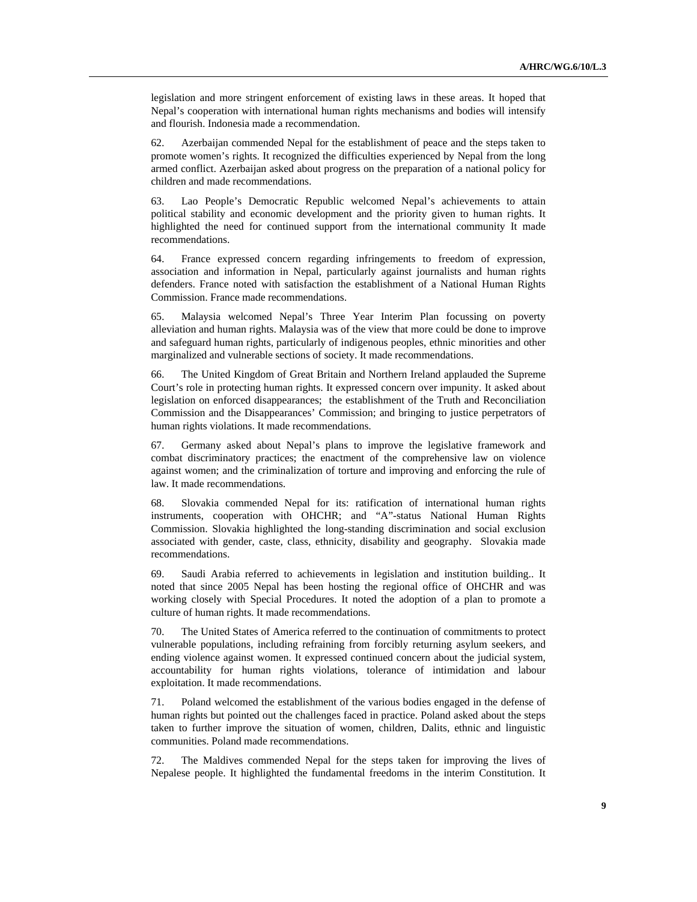legislation and more stringent enforcement of existing laws in these areas. It hoped that Nepal's cooperation with international human rights mechanisms and bodies will intensify and flourish. Indonesia made a recommendation.

62. Azerbaijan commended Nepal for the establishment of peace and the steps taken to promote women's rights. It recognized the difficulties experienced by Nepal from the long armed conflict. Azerbaijan asked about progress on the preparation of a national policy for children and made recommendations.

63. Lao People's Democratic Republic welcomed Nepal's achievements to attain political stability and economic development and the priority given to human rights. It highlighted the need for continued support from the international community It made recommendations.

64. France expressed concern regarding infringements to freedom of expression, association and information in Nepal, particularly against journalists and human rights defenders. France noted with satisfaction the establishment of a National Human Rights Commission. France made recommendations.

65. Malaysia welcomed Nepal's Three Year Interim Plan focussing on poverty alleviation and human rights. Malaysia was of the view that more could be done to improve and safeguard human rights, particularly of indigenous peoples, ethnic minorities and other marginalized and vulnerable sections of society. It made recommendations.

66. The United Kingdom of Great Britain and Northern Ireland applauded the Supreme Court's role in protecting human rights. It expressed concern over impunity. It asked about legislation on enforced disappearances; the establishment of the Truth and Reconciliation Commission and the Disappearances' Commission; and bringing to justice perpetrators of human rights violations. It made recommendations.

67. Germany asked about Nepal's plans to improve the legislative framework and combat discriminatory practices; the enactment of the comprehensive law on violence against women; and the criminalization of torture and improving and enforcing the rule of law. It made recommendations.

68. Slovakia commended Nepal for its: ratification of international human rights instruments, cooperation with OHCHR; and "A"-status National Human Rights Commission. Slovakia highlighted the long-standing discrimination and social exclusion associated with gender, caste, class, ethnicity, disability and geography. Slovakia made recommendations.

69. Saudi Arabia referred to achievements in legislation and institution building.. It noted that since 2005 Nepal has been hosting the regional office of OHCHR and was working closely with Special Procedures. It noted the adoption of a plan to promote a culture of human rights. It made recommendations.

70. The United States of America referred to the continuation of commitments to protect vulnerable populations, including refraining from forcibly returning asylum seekers, and ending violence against women. It expressed continued concern about the judicial system, accountability for human rights violations, tolerance of intimidation and labour exploitation. It made recommendations.

71. Poland welcomed the establishment of the various bodies engaged in the defense of human rights but pointed out the challenges faced in practice. Poland asked about the steps taken to further improve the situation of women, children, Dalits, ethnic and linguistic communities. Poland made recommendations.

72. The Maldives commended Nepal for the steps taken for improving the lives of Nepalese people. It highlighted the fundamental freedoms in the interim Constitution. It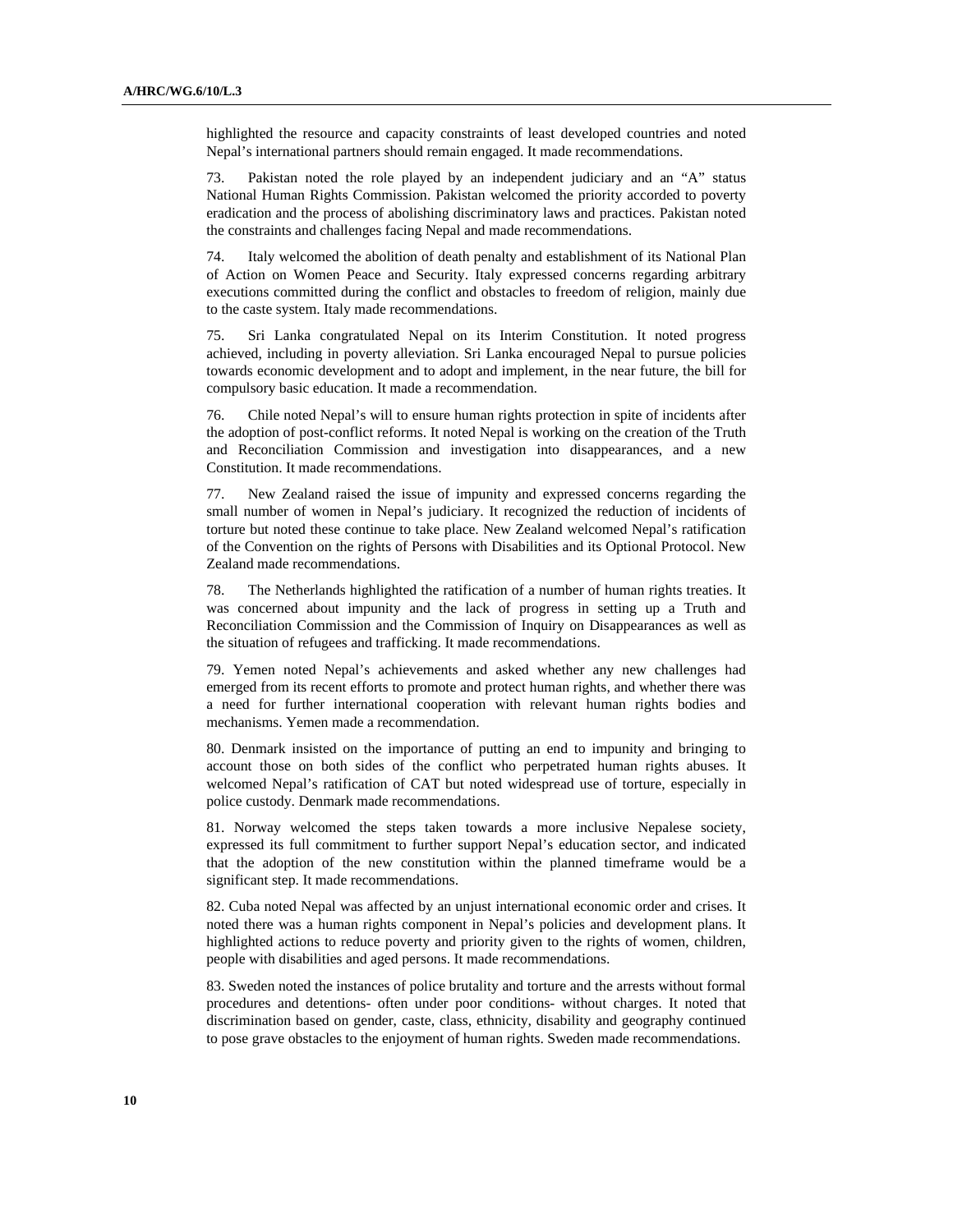highlighted the resource and capacity constraints of least developed countries and noted Nepal's international partners should remain engaged. It made recommendations.

73. Pakistan noted the role played by an independent judiciary and an "A" status National Human Rights Commission. Pakistan welcomed the priority accorded to poverty eradication and the process of abolishing discriminatory laws and practices. Pakistan noted the constraints and challenges facing Nepal and made recommendations.

74. Italy welcomed the abolition of death penalty and establishment of its National Plan of Action on Women Peace and Security. Italy expressed concerns regarding arbitrary executions committed during the conflict and obstacles to freedom of religion, mainly due to the caste system. Italy made recommendations.

75. Sri Lanka congratulated Nepal on its Interim Constitution. It noted progress achieved, including in poverty alleviation. Sri Lanka encouraged Nepal to pursue policies towards economic development and to adopt and implement, in the near future, the bill for compulsory basic education. It made a recommendation.

76. Chile noted Nepal's will to ensure human rights protection in spite of incidents after the adoption of post-conflict reforms. It noted Nepal is working on the creation of the Truth and Reconciliation Commission and investigation into disappearances, and a new Constitution. It made recommendations.

77. New Zealand raised the issue of impunity and expressed concerns regarding the small number of women in Nepal's judiciary. It recognized the reduction of incidents of torture but noted these continue to take place. New Zealand welcomed Nepal's ratification of the Convention on the rights of Persons with Disabilities and its Optional Protocol. New Zealand made recommendations.

78. The Netherlands highlighted the ratification of a number of human rights treaties. It was concerned about impunity and the lack of progress in setting up a Truth and Reconciliation Commission and the Commission of Inquiry on Disappearances as well as the situation of refugees and trafficking. It made recommendations.

79. Yemen noted Nepal's achievements and asked whether any new challenges had emerged from its recent efforts to promote and protect human rights, and whether there was a need for further international cooperation with relevant human rights bodies and mechanisms. Yemen made a recommendation.

80. Denmark insisted on the importance of putting an end to impunity and bringing to account those on both sides of the conflict who perpetrated human rights abuses. It welcomed Nepal's ratification of CAT but noted widespread use of torture, especially in police custody. Denmark made recommendations.

81. Norway welcomed the steps taken towards a more inclusive Nepalese society, expressed its full commitment to further support Nepal's education sector, and indicated that the adoption of the new constitution within the planned timeframe would be a significant step. It made recommendations.

82. Cuba noted Nepal was affected by an unjust international economic order and crises. It noted there was a human rights component in Nepal's policies and development plans. It highlighted actions to reduce poverty and priority given to the rights of women, children, people with disabilities and aged persons. It made recommendations.

83. Sweden noted the instances of police brutality and torture and the arrests without formal procedures and detentions- often under poor conditions- without charges. It noted that discrimination based on gender, caste, class, ethnicity, disability and geography continued to pose grave obstacles to the enjoyment of human rights. Sweden made recommendations.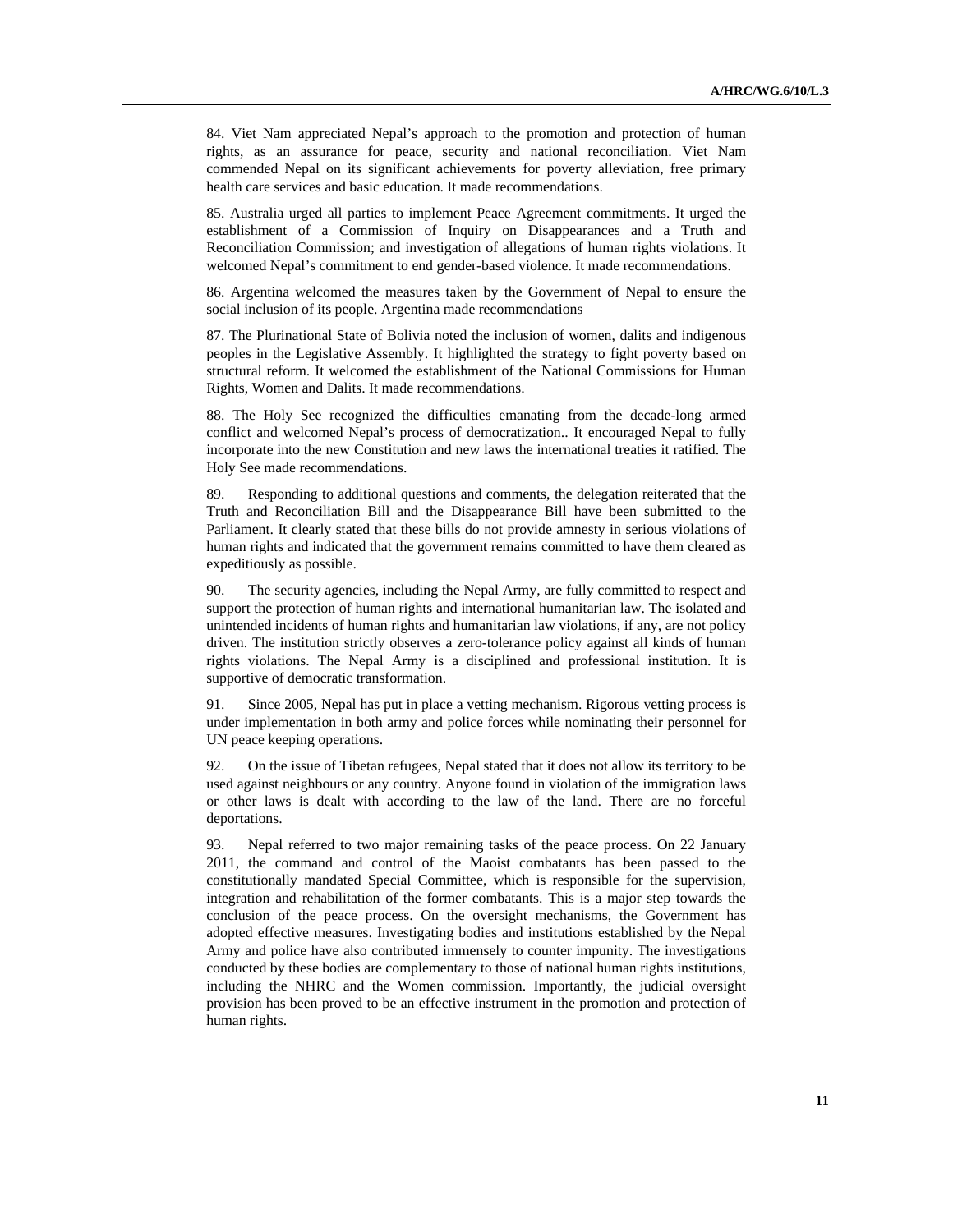84. Viet Nam appreciated Nepal’s approach to the promotion and protection of human rights, as an assurance for peace, security and national reconciliation. Viet Nam commended Nepal on its significant achievements for poverty alleviation, free primary health care services and basic education. It made recommendations.

85. Australia urged all parties to implement Peace Agreement commitments. It urged the establishment of a Commission of Inquiry on Disappearances and a Truth and Reconciliation Commission; and investigation of allegations of human rights violations. It welcomed Nepal’s commitment to end gender-based violence. It made recommendations.

86. Argentina welcomed the measures taken by the Government of Nepal to ensure the social inclusion of its people. Argentina made recommendations

87. The Plurinational State of Bolivia noted the inclusion of women, dalits and indigenous peoples in the Legislative Assembly. It highlighted the strategy to fight poverty based on structural reform. It welcomed the establishment of the National Commissions for Human Rights, Women and Dalits. It made recommendations.

88. The Holy See recognized the difficulties emanating from the decade-long armed conflict and welcomed Nepal’s process of democratization.. It encouraged Nepal to fully incorporate into the new Constitution and new laws the international treaties it ratified. The Holy See made recommendations.

89. Responding to additional questions and comments, the delegation reiterated that the Truth and Reconciliation Bill and the Disappearance Bill have been submitted to the Parliament. It clearly stated that these bills do not provide amnesty in serious violations of human rights and indicated that the government remains committed to have them cleared as expeditiously as possible.

90. The security agencies, including the Nepal Army, are fully committed to respect and support the protection of human rights and international humanitarian law. The isolated and unintended incidents of human rights and humanitarian law violations, if any, are not policy driven. The institution strictly observes a zero-tolerance policy against all kinds of human rights violations. The Nepal Army is a disciplined and professional institution. It is supportive of democratic transformation.

91. Since 2005, Nepal has put in place a vetting mechanism. Rigorous vetting process is under implementation in both army and police forces while nominating their personnel for UN peace keeping operations.

92. On the issue of Tibetan refugees, Nepal stated that it does not allow its territory to be used against neighbours or any country. Anyone found in violation of the immigration laws or other laws is dealt with according to the law of the land. There are no forceful deportations.

93. Nepal referred to two major remaining tasks of the peace process. On 22 January 2011, the command and control of the Maoist combatants has been passed to the constitutionally mandated Special Committee, which is responsible for the supervision, integration and rehabilitation of the former combatants. This is a major step towards the conclusion of the peace process. On the oversight mechanisms, the Government has adopted effective measures. Investigating bodies and institutions established by the Nepal Army and police have also contributed immensely to counter impunity. The investigations conducted by these bodies are complementary to those of national human rights institutions, including the NHRC and the Women commission. Importantly, the judicial oversight provision has been proved to be an effective instrument in the promotion and protection of human rights.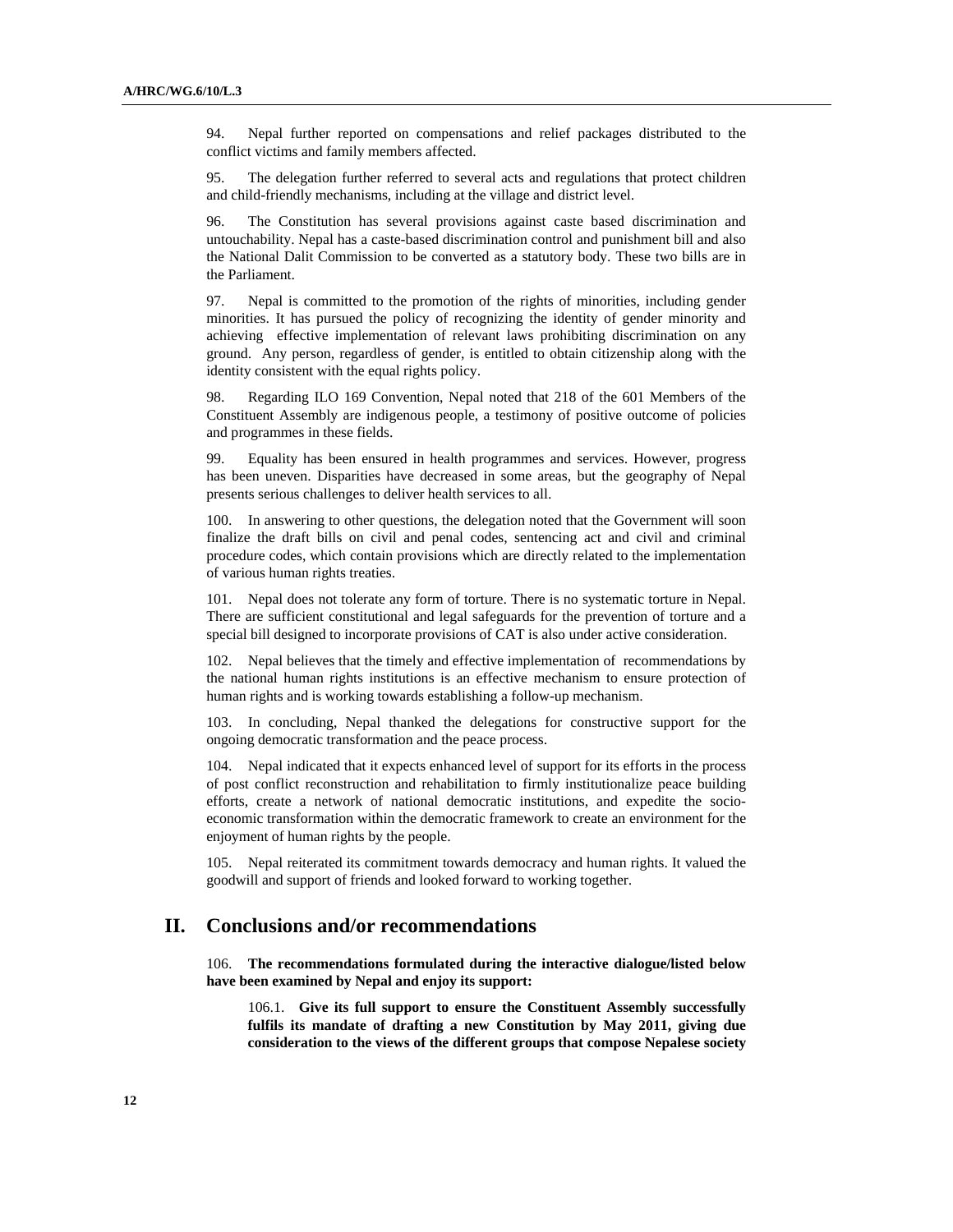94. Nepal further reported on compensations and relief packages distributed to the conflict victims and family members affected.

95. The delegation further referred to several acts and regulations that protect children and child-friendly mechanisms, including at the village and district level.

96. The Constitution has several provisions against caste based discrimination and untouchability. Nepal has a caste-based discrimination control and punishment bill and also the National Dalit Commission to be converted as a statutory body. These two bills are in the Parliament.

97. Nepal is committed to the promotion of the rights of minorities, including gender minorities. It has pursued the policy of recognizing the identity of gender minority and achieving effective implementation of relevant laws prohibiting discrimination on any ground. Any person, regardless of gender, is entitled to obtain citizenship along with the identity consistent with the equal rights policy.

98. Regarding ILO 169 Convention, Nepal noted that 218 of the 601 Members of the Constituent Assembly are indigenous people, a testimony of positive outcome of policies and programmes in these fields.

99. Equality has been ensured in health programmes and services. However, progress has been uneven. Disparities have decreased in some areas, but the geography of Nepal presents serious challenges to deliver health services to all.

100. In answering to other questions, the delegation noted that the Government will soon finalize the draft bills on civil and penal codes, sentencing act and civil and criminal procedure codes, which contain provisions which are directly related to the implementation of various human rights treaties.

101. Nepal does not tolerate any form of torture. There is no systematic torture in Nepal. There are sufficient constitutional and legal safeguards for the prevention of torture and a special bill designed to incorporate provisions of CAT is also under active consideration.

102. Nepal believes that the timely and effective implementation of recommendations by the national human rights institutions is an effective mechanism to ensure protection of human rights and is working towards establishing a follow-up mechanism.

103. In concluding, Nepal thanked the delegations for constructive support for the ongoing democratic transformation and the peace process.

104. Nepal indicated that it expects enhanced level of support for its efforts in the process of post conflict reconstruction and rehabilitation to firmly institutionalize peace building efforts, create a network of national democratic institutions, and expedite the socio-economic transformation within the democratic framework to create an environment for the enjoyment of human rights by the people.

105. Nepal reiterated its commitment towards democracy and human rights. It valued the goodwill and support of friends and looked forward to working together.

## II. Conclusions and/or recommendations

106. **The recommendations formulated during the interactive dialogue/listed below have been examined by Nepal and enjoy its support:**

> 106.1. **Give its full support to ensure the Constituent Assembly successfully fulfils its mandate of drafting a new Constitution by May 2011, giving due consideration to the views of the different groups that compose Nepalese society**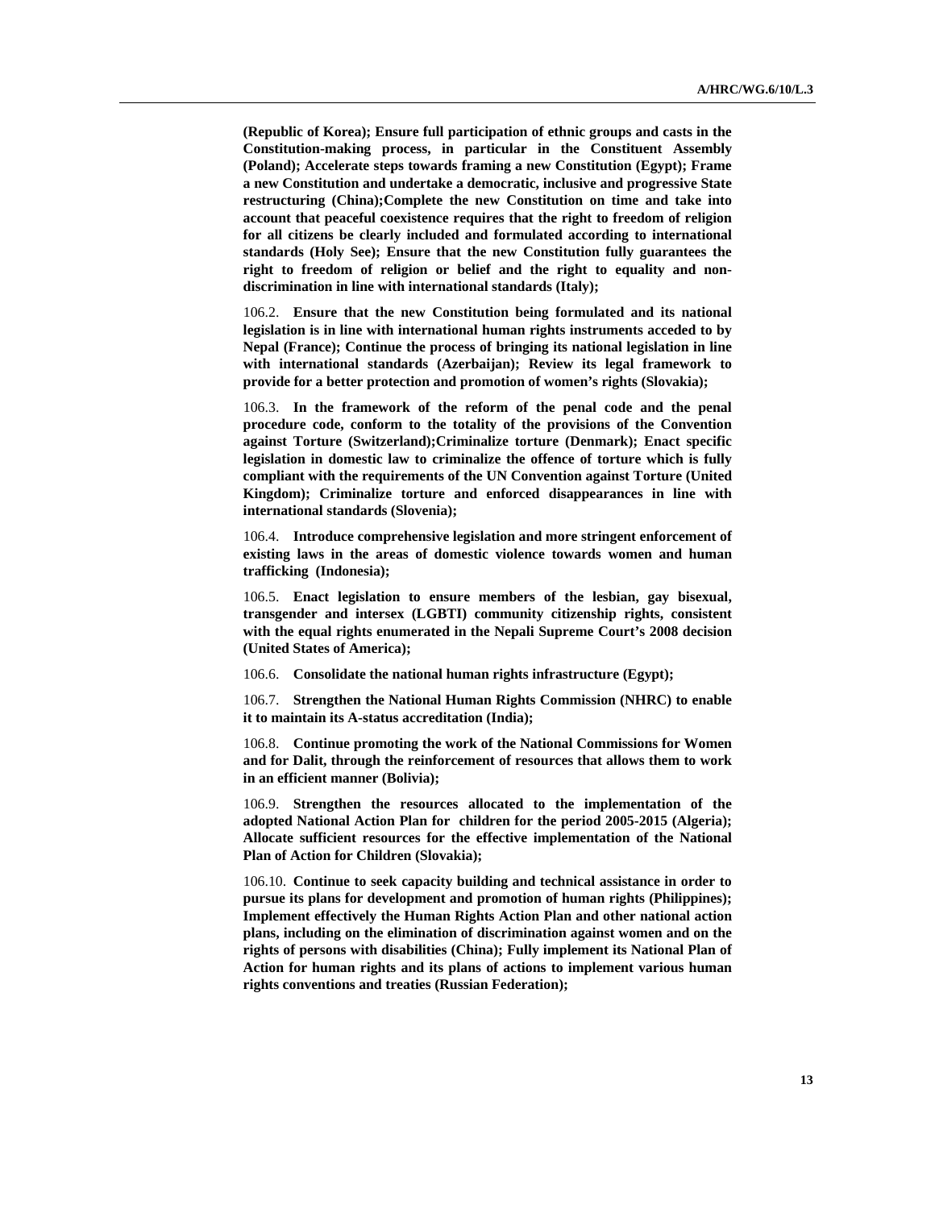**(Republic of Korea); Ensure full participation of ethnic groups and casts in the Constitution-making process, in particular in the Constituent Assembly (Poland); Accelerate steps towards framing a new Constitution (Egypt); Frame a new Constitution and undertake a democratic, inclusive and progressive State restructuring (China);Complete the new Constitution on time and take into account that peaceful coexistence requires that the right to freedom of religion for all citizens be clearly included and formulated according to international standards (Holy See); Ensure that the new Constitution fully guarantees the right to freedom of religion or belief and the right to equality and non-discrimination in line with international standards (Italy);**

106.2. **Ensure that the new Constitution being formulated and its national legislation is in line with international human rights instruments acceded to by Nepal (France); Continue the process of bringing its national legislation in line with international standards (Azerbaijan); Review its legal framework to provide for a better protection and promotion of women's rights (Slovakia);**

106.3. **In the framework of the reform of the penal code and the penal procedure code, conform to the totality of the provisions of the Convention against Torture (Switzerland);Criminalize torture (Denmark); Enact specific legislation in domestic law to criminalize the offence of torture which is fully compliant with the requirements of the UN Convention against Torture (United Kingdom); Criminalize torture and enforced disappearances in line with international standards (Slovenia);**

106.4. **Introduce comprehensive legislation and more stringent enforcement of existing laws in the areas of domestic violence towards women and human trafficking (Indonesia);**

106.5. **Enact legislation to ensure members of the lesbian, gay bisexual, transgender and intersex (LGBTI) community citizenship rights, consistent with the equal rights enumerated in the Nepali Supreme Court's 2008 decision (United States of America);**

106.6. **Consolidate the national human rights infrastructure (Egypt);**

106.7. **Strengthen the National Human Rights Commission (NHRC) to enable it to maintain its A-status accreditation (India);**

106.8. **Continue promoting the work of the National Commissions for Women and for Dalit, through the reinforcement of resources that allows them to work in an efficient manner (Bolivia);**

106.9. **Strengthen the resources allocated to the implementation of the adopted National Action Plan for children for the period 2005-2015 (Algeria); Allocate sufficient resources for the effective implementation of the National Plan of Action for Children (Slovakia);**

106.10. **Continue to seek capacity building and technical assistance in order to pursue its plans for development and promotion of human rights (Philippines); Implement effectively the Human Rights Action Plan and other national action plans, including on the elimination of discrimination against women and on the rights of persons with disabilities (China); Fully implement its National Plan of Action for human rights and its plans of actions to implement various human rights conventions and treaties (Russian Federation);**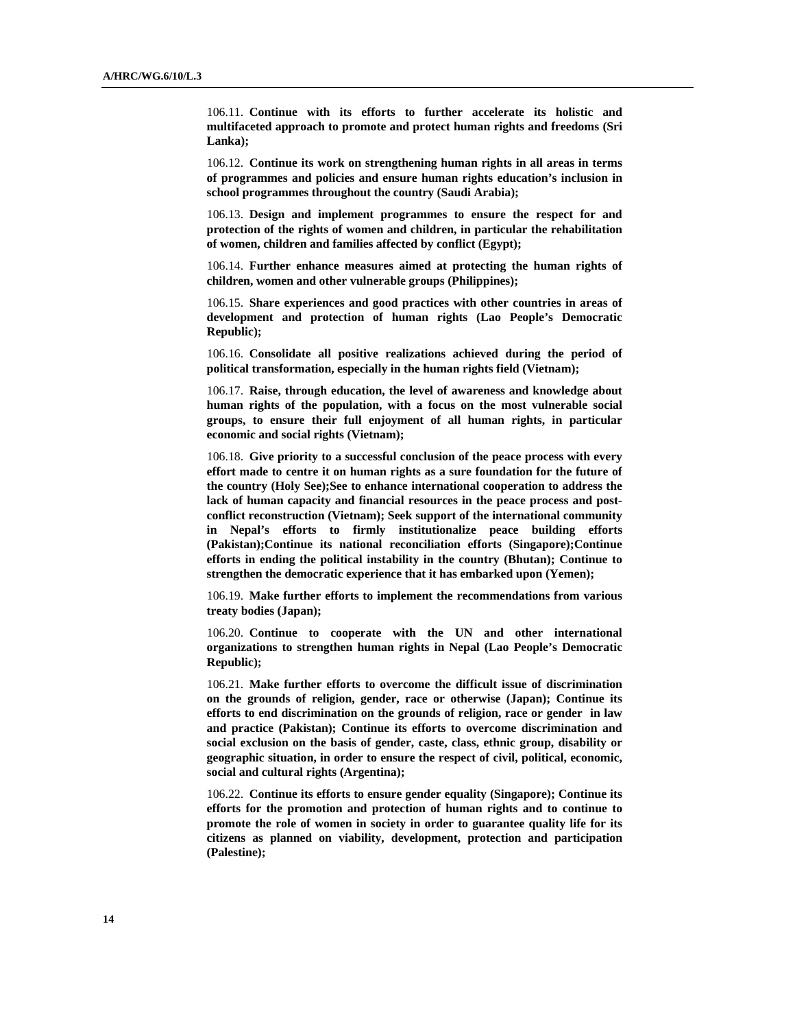106.11. **Continue with its efforts to further accelerate its holistic and multifaceted approach to promote and protect human rights and freedoms (Sri Lanka);**

106.12. **Continue its work on strengthening human rights in all areas in terms of programmes and policies and ensure human rights education's inclusion in school programmes throughout the country (Saudi Arabia);**

106.13. **Design and implement programmes to ensure the respect for and protection of the rights of women and children, in particular the rehabilitation of women, children and families affected by conflict (Egypt);**

106.14. **Further enhance measures aimed at protecting the human rights of children, women and other vulnerable groups (Philippines);**

106.15. **Share experiences and good practices with other countries in areas of development and protection of human rights (Lao People's Democratic Republic);**

106.16. **Consolidate all positive realizations achieved during the period of political transformation, especially in the human rights field (Vietnam);**

106.17. **Raise, through education, the level of awareness and knowledge about human rights of the population, with a focus on the most vulnerable social groups, to ensure their full enjoyment of all human rights, in particular economic and social rights (Vietnam);**

106.18. **Give priority to a successful conclusion of the peace process with every effort made to centre it on human rights as a sure foundation for the future of the country (Holy See);See to enhance international cooperation to address the lack of human capacity and financial resources in the peace process and post-conflict reconstruction (Vietnam); Seek support of the international community in Nepal's efforts to firmly institutionalize peace building efforts (Pakistan);Continue its national reconciliation efforts (Singapore);Continue efforts in ending the political instability in the country (Bhutan); Continue to strengthen the democratic experience that it has embarked upon (Yemen);**

106.19. **Make further efforts to implement the recommendations from various treaty bodies (Japan);**

106.20. **Continue to cooperate with the UN and other international organizations to strengthen human rights in Nepal (Lao People's Democratic Republic);**

106.21. **Make further efforts to overcome the difficult issue of discrimination on the grounds of religion, gender, race or otherwise (Japan); Continue its efforts to end discrimination on the grounds of religion, race or gender in law and practice (Pakistan); Continue its efforts to overcome discrimination and social exclusion on the basis of gender, caste, class, ethnic group, disability or geographic situation, in order to ensure the respect of civil, political, economic, social and cultural rights (Argentina);**

106.22. **Continue its efforts to ensure gender equality (Singapore); Continue its efforts for the promotion and protection of human rights and to continue to promote the role of women in society in order to guarantee quality life for its citizens as planned on viability, development, protection and participation (Palestine);**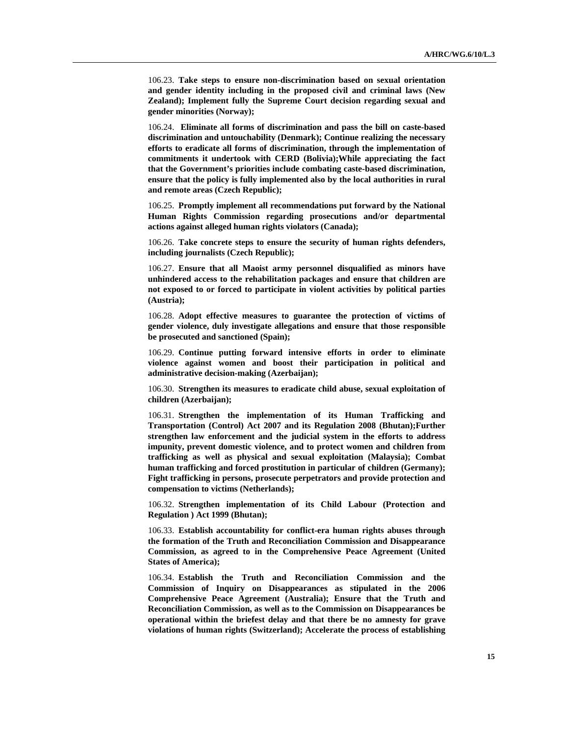106.23. **Take steps to ensure non-discrimination based on sexual orientation and gender identity including in the proposed civil and criminal laws (New Zealand); Implement fully the Supreme Court decision regarding sexual and gender minorities (Norway);**

106.24. **Eliminate all forms of discrimination and pass the bill on caste-based discrimination and untouchability (Denmark); Continue realizing the necessary efforts to eradicate all forms of discrimination, through the implementation of commitments it undertook with CERD (Bolivia);While appreciating the fact that the Government's priorities include combating caste-based discrimination, ensure that the policy is fully implemented also by the local authorities in rural and remote areas (Czech Republic);**

106.25. **Promptly implement all recommendations put forward by the National Human Rights Commission regarding prosecutions and/or departmental actions against alleged human rights violators (Canada);**

106.26. **Take concrete steps to ensure the security of human rights defenders, including journalists (Czech Republic);**

106.27. **Ensure that all Maoist army personnel disqualified as minors have unhindered access to the rehabilitation packages and ensure that children are not exposed to or forced to participate in violent activities by political parties (Austria);**

106.28. **Adopt effective measures to guarantee the protection of victims of gender violence, duly investigate allegations and ensure that those responsible be prosecuted and sanctioned (Spain);**

106.29. **Continue putting forward intensive efforts in order to eliminate violence against women and boost their participation in political and administrative decision-making (Azerbaijan);**

106.30. **Strengthen its measures to eradicate child abuse, sexual exploitation of children (Azerbaijan);**

106.31. **Strengthen the implementation of its Human Trafficking and Transportation (Control) Act 2007 and its Regulation 2008 (Bhutan);Further strengthen law enforcement and the judicial system in the efforts to address impunity, prevent domestic violence, and to protect women and children from trafficking as well as physical and sexual exploitation (Malaysia); Combat human trafficking and forced prostitution in particular of children (Germany); Fight trafficking in persons, prosecute perpetrators and provide protection and compensation to victims (Netherlands);**

106.32. **Strengthen implementation of its Child Labour (Protection and Regulation ) Act 1999 (Bhutan);**

106.33. **Establish accountability for conflict-era human rights abuses through the formation of the Truth and Reconciliation Commission and Disappearance Commission, as agreed to in the Comprehensive Peace Agreement (United States of America);**

106.34. **Establish the Truth and Reconciliation Commission and the Commission of Inquiry on Disappearances as stipulated in the 2006 Comprehensive Peace Agreement (Australia); Ensure that the Truth and Reconciliation Commission, as well as to the Commission on Disappearances be operational within the briefest delay and that there be no amnesty for grave violations of human rights (Switzerland); Accelerate the process of establishing**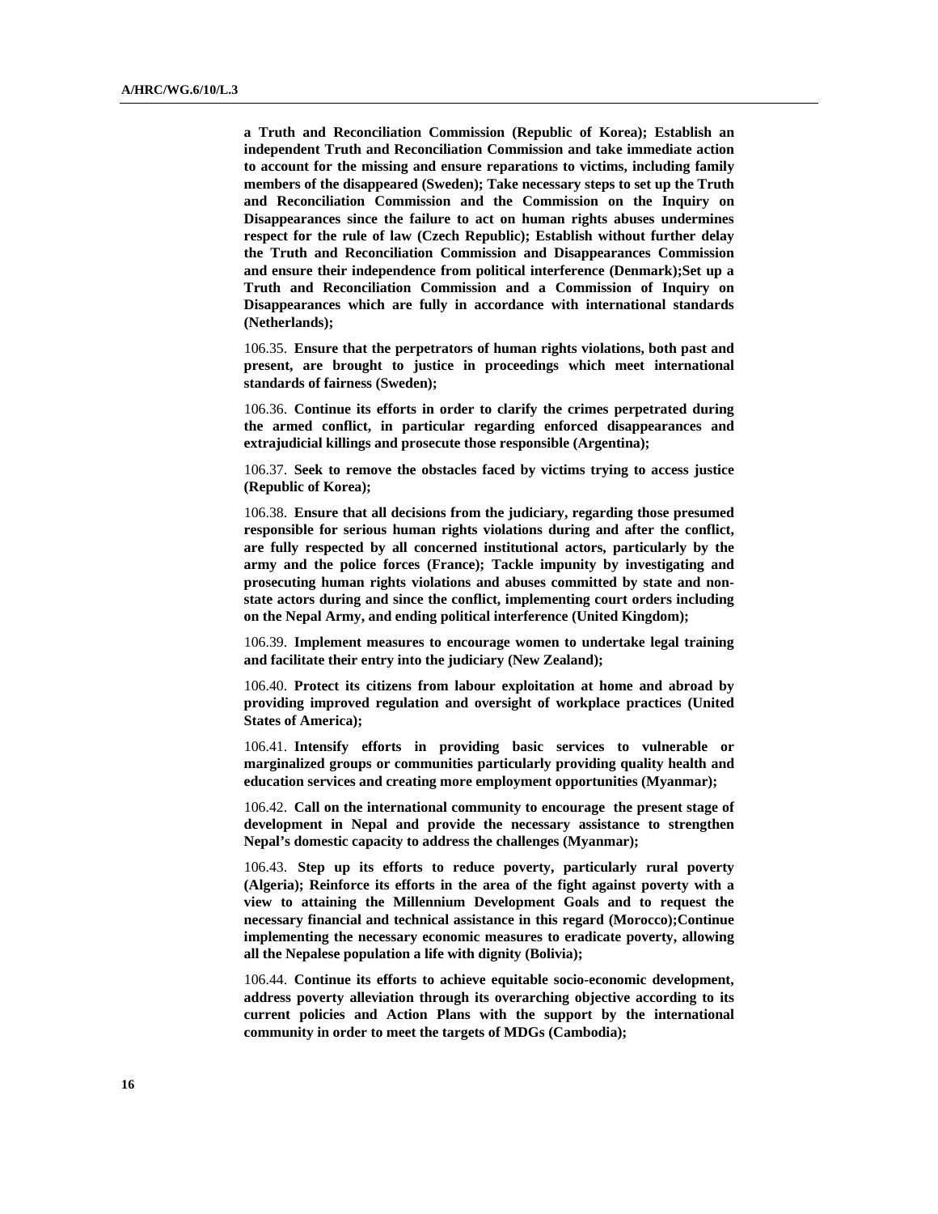**a Truth and Reconciliation Commission (Republic of Korea); Establish an independent Truth and Reconciliation Commission and take immediate action to account for the missing and ensure reparations to victims, including family members of the disappeared (Sweden); Take necessary steps to set up the Truth and Reconciliation Commission and the Commission on the Inquiry on Disappearances since the failure to act on human rights abuses undermines respect for the rule of law (Czech Republic); Establish without further delay the Truth and Reconciliation Commission and Disappearances Commission and ensure their independence from political interference (Denmark);Set up a Truth and Reconciliation Commission and a Commission of Inquiry on Disappearances which are fully in accordance with international standards (Netherlands);**

106.35. **Ensure that the perpetrators of human rights violations, both past and present, are brought to justice in proceedings which meet international standards of fairness (Sweden);**

106.36. **Continue its efforts in order to clarify the crimes perpetrated during the armed conflict, in particular regarding enforced disappearances and extrajudicial killings and prosecute those responsible (Argentina);**

106.37. **Seek to remove the obstacles faced by victims trying to access justice (Republic of Korea);**

106.38. **Ensure that all decisions from the judiciary, regarding those presumed responsible for serious human rights violations during and after the conflict, are fully respected by all concerned institutional actors, particularly by the army and the police forces (France); Tackle impunity by investigating and prosecuting human rights violations and abuses committed by state and non-state actors during and since the conflict, implementing court orders including on the Nepal Army, and ending political interference (United Kingdom);**

106.39. **Implement measures to encourage women to undertake legal training and facilitate their entry into the judiciary (New Zealand);**

106.40. **Protect its citizens from labour exploitation at home and abroad by providing improved regulation and oversight of workplace practices (United States of America);**

106.41. **Intensify efforts in providing basic services to vulnerable or marginalized groups or communities particularly providing quality health and education services and creating more employment opportunities (Myanmar);**

106.42. **Call on the international community to encourage the present stage of development in Nepal and provide the necessary assistance to strengthen Nepal's domestic capacity to address the challenges (Myanmar);**

106.43. **Step up its efforts to reduce poverty, particularly rural poverty (Algeria); Reinforce its efforts in the area of the fight against poverty with a view to attaining the Millennium Development Goals and to request the necessary financial and technical assistance in this regard (Morocco);Continue implementing the necessary economic measures to eradicate poverty, allowing all the Nepalese population a life with dignity (Bolivia);**

106.44. **Continue its efforts to achieve equitable socio-economic development, address poverty alleviation through its overarching objective according to its current policies and Action Plans with the support by the international community in order to meet the targets of MDGs (Cambodia);**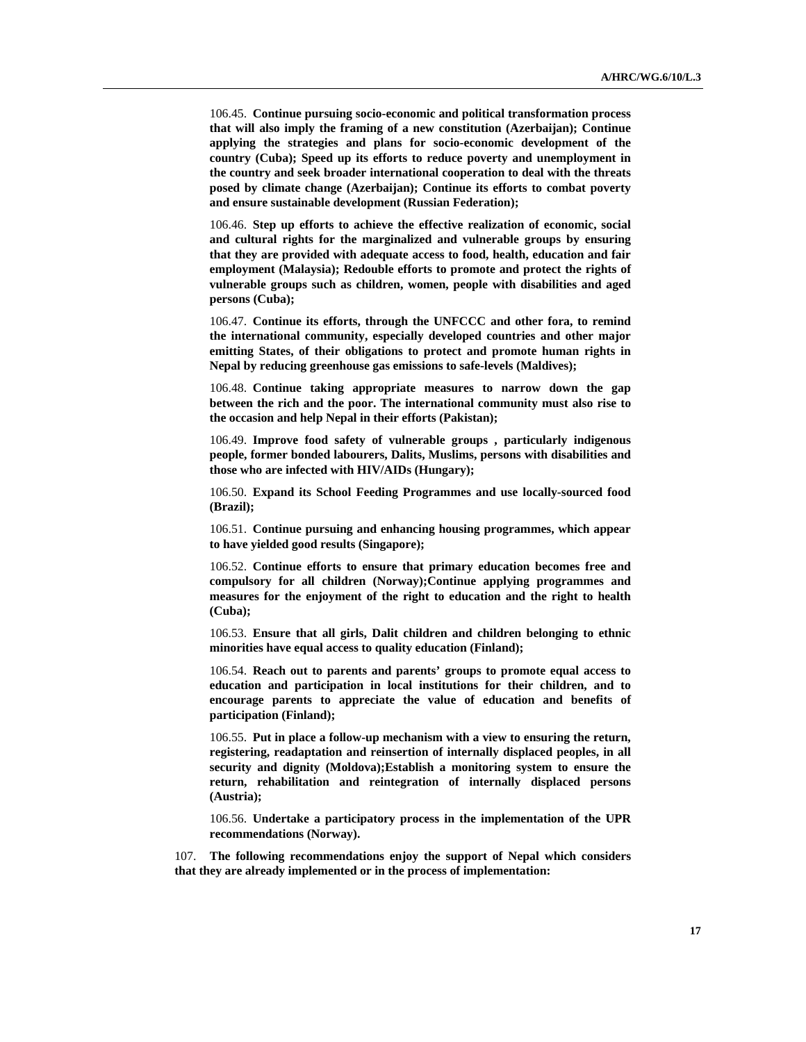106.45. **Continue pursuing socio-economic and political transformation process that will also imply the framing of a new constitution (Azerbaijan); Continue applying the strategies and plans for socio-economic development of the country (Cuba); Speed up its efforts to reduce poverty and unemployment in the country and seek broader international cooperation to deal with the threats posed by climate change (Azerbaijan); Continue its efforts to combat poverty and ensure sustainable development (Russian Federation);**

106.46. **Step up efforts to achieve the effective realization of economic, social and cultural rights for the marginalized and vulnerable groups by ensuring that they are provided with adequate access to food, health, education and fair employment (Malaysia); Redouble efforts to promote and protect the rights of vulnerable groups such as children, women, people with disabilities and aged persons (Cuba);**

106.47. **Continue its efforts, through the UNFCCC and other fora, to remind the international community, especially developed countries and other major emitting States, of their obligations to protect and promote human rights in Nepal by reducing greenhouse gas emissions to safe-levels (Maldives);**

106.48. **Continue taking appropriate measures to narrow down the gap between the rich and the poor. The international community must also rise to the occasion and help Nepal in their efforts (Pakistan);**

106.49. **Improve food safety of vulnerable groups , particularly indigenous people, former bonded labourers, Dalits, Muslims, persons with disabilities and those who are infected with HIV/AIDs (Hungary);**

106.50. **Expand its School Feeding Programmes and use locally-sourced food (Brazil);**

106.51. **Continue pursuing and enhancing housing programmes, which appear to have yielded good results (Singapore);**

106.52. **Continue efforts to ensure that primary education becomes free and compulsory for all children (Norway);Continue applying programmes and measures for the enjoyment of the right to education and the right to health (Cuba);**

106.53. **Ensure that all girls, Dalit children and children belonging to ethnic minorities have equal access to quality education (Finland);**

106.54. **Reach out to parents and parents' groups to promote equal access to education and participation in local institutions for their children, and to encourage parents to appreciate the value of education and benefits of participation (Finland);**

106.55. **Put in place a follow-up mechanism with a view to ensuring the return, registering, readaptation and reinsertion of internally displaced peoples, in all security and dignity (Moldova);Establish a monitoring system to ensure the return, rehabilitation and reintegration of internally displaced persons (Austria);**

106.56. **Undertake a participatory process in the implementation of the UPR recommendations (Norway).**

107. **The following recommendations enjoy the support of Nepal which considers that they are already implemented or in the process of implementation:**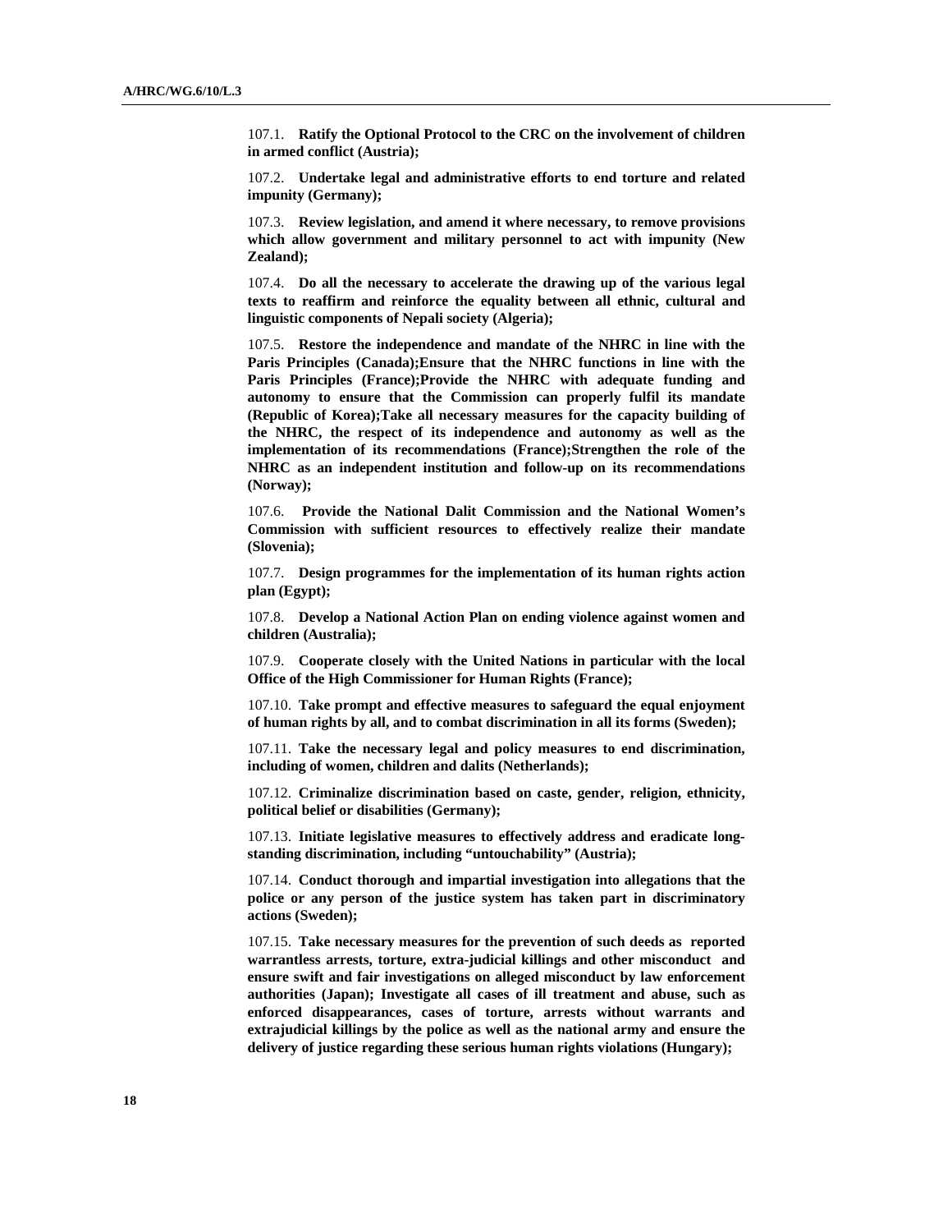107.1. **Ratify the Optional Protocol to the CRC on the involvement of children in armed conflict (Austria);**

107.2. **Undertake legal and administrative efforts to end torture and related impunity (Germany);**

107.3. **Review legislation, and amend it where necessary, to remove provisions which allow government and military personnel to act with impunity (New Zealand);**

107.4. **Do all the necessary to accelerate the drawing up of the various legal texts to reaffirm and reinforce the equality between all ethnic, cultural and linguistic components of Nepali society (Algeria);**

107.5. **Restore the independence and mandate of the NHRC in line with the Paris Principles (Canada);Ensure that the NHRC functions in line with the Paris Principles (France);Provide the NHRC with adequate funding and autonomy to ensure that the Commission can properly fulfil its mandate (Republic of Korea);Take all necessary measures for the capacity building of the NHRC, the respect of its independence and autonomy as well as the implementation of its recommendations (France);Strengthen the role of the NHRC as an independent institution and follow-up on its recommendations (Norway);**

107.6. **Provide the National Dalit Commission and the National Women's Commission with sufficient resources to effectively realize their mandate (Slovenia);**

107.7. **Design programmes for the implementation of its human rights action plan (Egypt);**

107.8. **Develop a National Action Plan on ending violence against women and children (Australia);**

107.9. **Cooperate closely with the United Nations in particular with the local Office of the High Commissioner for Human Rights (France);**

107.10. **Take prompt and effective measures to safeguard the equal enjoyment of human rights by all, and to combat discrimination in all its forms (Sweden);**

107.11. **Take the necessary legal and policy measures to end discrimination, including of women, children and dalits (Netherlands);**

107.12. **Criminalize discrimination based on caste, gender, religion, ethnicity, political belief or disabilities (Germany);**

107.13. **Initiate legislative measures to effectively address and eradicate long-standing discrimination, including "untouchability" (Austria);**

107.14. **Conduct thorough and impartial investigation into allegations that the police or any person of the justice system has taken part in discriminatory actions (Sweden);**

107.15. **Take necessary measures for the prevention of such deeds as reported warrantless arrests, torture, extra-judicial killings and other misconduct and ensure swift and fair investigations on alleged misconduct by law enforcement authorities (Japan); Investigate all cases of ill treatment and abuse, such as enforced disappearances, cases of torture, arrests without warrants and extrajudicial killings by the police as well as the national army and ensure the delivery of justice regarding these serious human rights violations (Hungary);**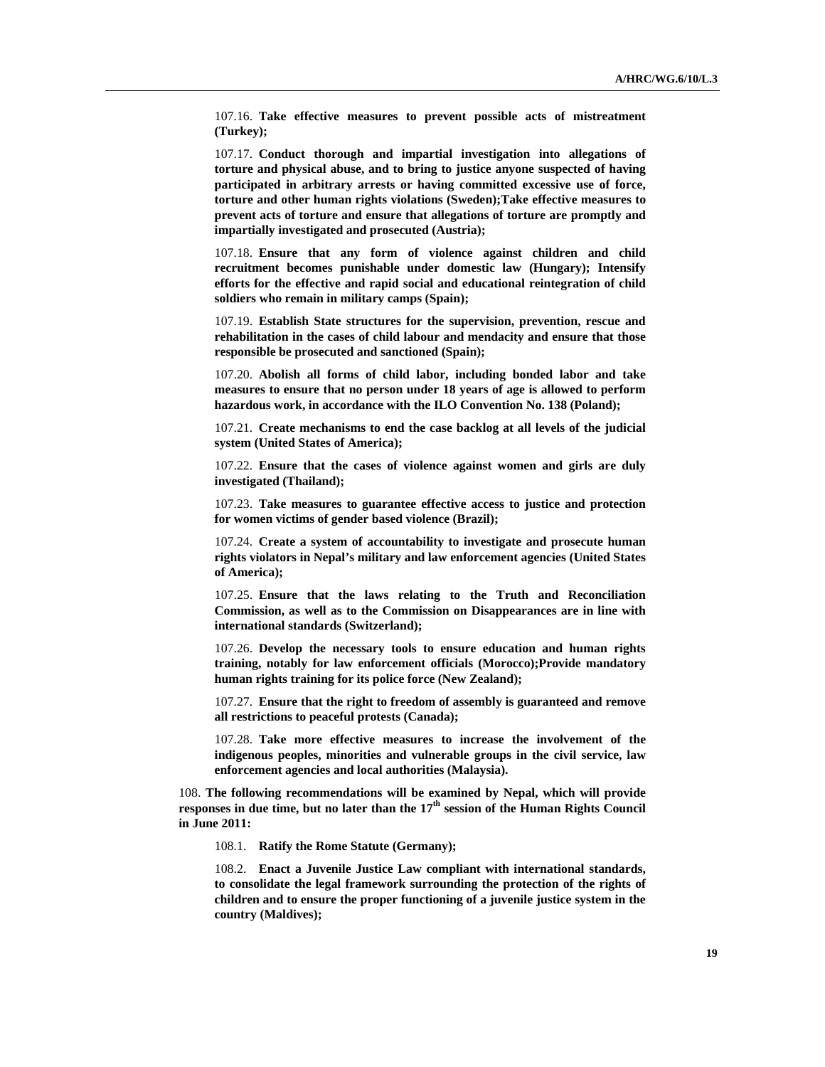107.16. **Take effective measures to prevent possible acts of mistreatment (Turkey);**

107.17. **Conduct thorough and impartial investigation into allegations of torture and physical abuse, and to bring to justice anyone suspected of having participated in arbitrary arrests or having committed excessive use of force, torture and other human rights violations (Sweden);Take effective measures to prevent acts of torture and ensure that allegations of torture are promptly and impartially investigated and prosecuted (Austria);**

107.18. **Ensure that any form of violence against children and child recruitment becomes punishable under domestic law (Hungary); Intensify efforts for the effective and rapid social and educational reintegration of child soldiers who remain in military camps (Spain);**

107.19. **Establish State structures for the supervision, prevention, rescue and rehabilitation in the cases of child labour and mendacity and ensure that those responsible be prosecuted and sanctioned (Spain);**

107.20. **Abolish all forms of child labor, including bonded labor and take measures to ensure that no person under 18 years of age is allowed to perform hazardous work, in accordance with the ILO Convention No. 138 (Poland);**

107.21. **Create mechanisms to end the case backlog at all levels of the judicial system (United States of America);**

107.22. **Ensure that the cases of violence against women and girls are duly investigated (Thailand);**

107.23. **Take measures to guarantee effective access to justice and protection for women victims of gender based violence (Brazil);**

107.24. **Create a system of accountability to investigate and prosecute human rights violators in Nepal's military and law enforcement agencies (United States of America);**

107.25. **Ensure that the laws relating to the Truth and Reconciliation Commission, as well as to the Commission on Disappearances are in line with international standards (Switzerland);**

107.26. **Develop the necessary tools to ensure education and human rights training, notably for law enforcement officials (Morocco);Provide mandatory human rights training for its police force (New Zealand);**

107.27. **Ensure that the right to freedom of assembly is guaranteed and remove all restrictions to peaceful protests (Canada);**

107.28. **Take more effective measures to increase the involvement of the indigenous peoples, minorities and vulnerable groups in the civil service, law enforcement agencies and local authorities (Malaysia).**

108. **The following recommendations will be examined by Nepal, which will provide responses in due time, but no later than the 17th session of the Human Rights Council in June 2011:**

108.1. **Ratify the Rome Statute (Germany);**

108.2. **Enact a Juvenile Justice Law compliant with international standards, to consolidate the legal framework surrounding the protection of the rights of children and to ensure the proper functioning of a juvenile justice system in the country (Maldives);**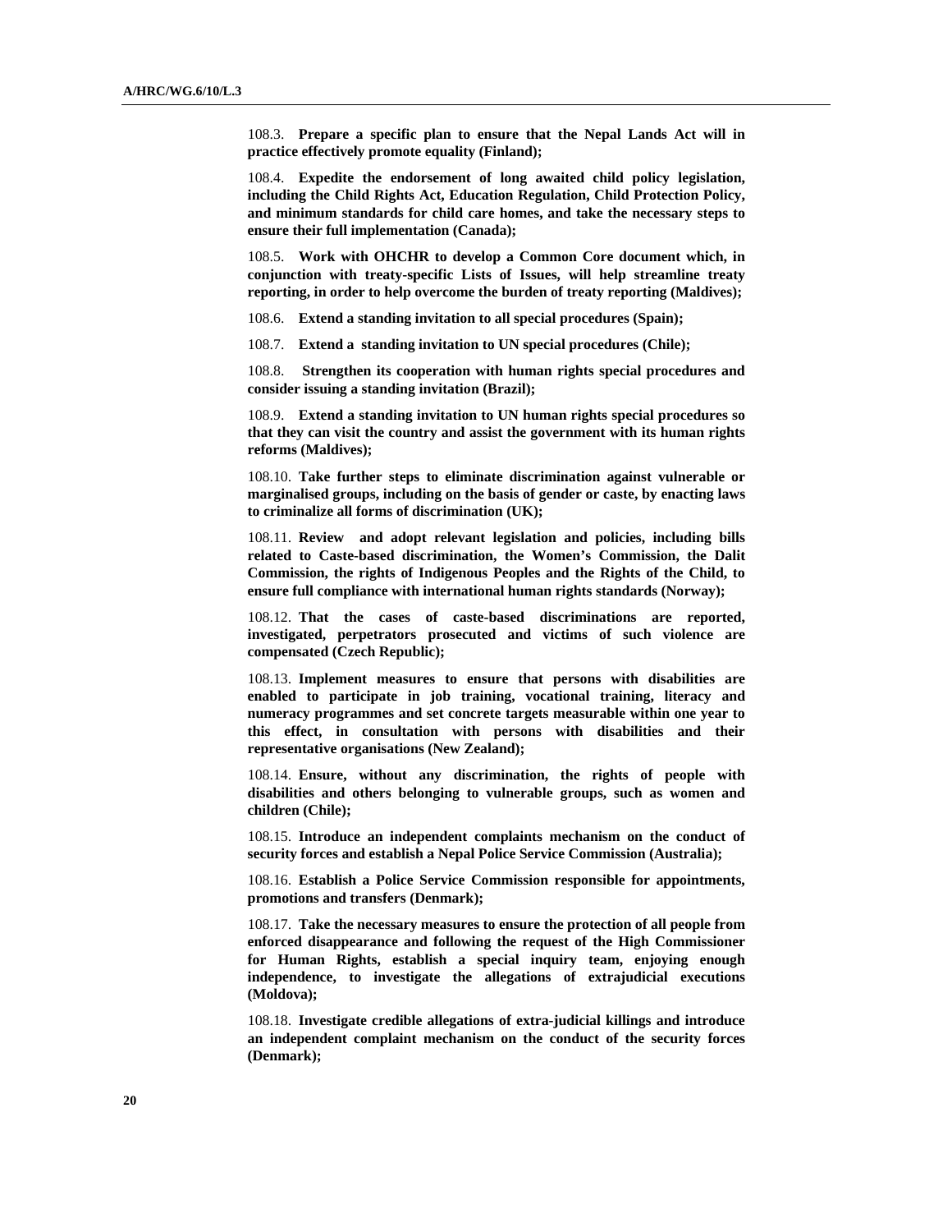108.3. **Prepare a specific plan to ensure that the Nepal Lands Act will in practice effectively promote equality (Finland);**

108.4. **Expedite the endorsement of long awaited child policy legislation, including the Child Rights Act, Education Regulation, Child Protection Policy, and minimum standards for child care homes, and take the necessary steps to ensure their full implementation (Canada);**

108.5. **Work with OHCHR to develop a Common Core document which, in conjunction with treaty-specific Lists of Issues, will help streamline treaty reporting, in order to help overcome the burden of treaty reporting (Maldives);**

108.6. **Extend a standing invitation to all special procedures (Spain);**

108.7. **Extend a standing invitation to UN special procedures (Chile);**

108.8. **Strengthen its cooperation with human rights special procedures and consider issuing a standing invitation (Brazil);**

108.9. **Extend a standing invitation to UN human rights special procedures so that they can visit the country and assist the government with its human rights reforms (Maldives);**

108.10. **Take further steps to eliminate discrimination against vulnerable or marginalised groups, including on the basis of gender or caste, by enacting laws to criminalize all forms of discrimination (UK);**

108.11. **Review and adopt relevant legislation and policies, including bills related to Caste-based discrimination, the Women's Commission, the Dalit Commission, the rights of Indigenous Peoples and the Rights of the Child, to ensure full compliance with international human rights standards (Norway);**

108.12. **That the cases of caste-based discriminations are reported, investigated, perpetrators prosecuted and victims of such violence are compensated (Czech Republic);**

108.13. **Implement measures to ensure that persons with disabilities are enabled to participate in job training, vocational training, literacy and numeracy programmes and set concrete targets measurable within one year to this effect, in consultation with persons with disabilities and their representative organisations (New Zealand);**

108.14. **Ensure, without any discrimination, the rights of people with disabilities and others belonging to vulnerable groups, such as women and children (Chile);**

108.15. **Introduce an independent complaints mechanism on the conduct of security forces and establish a Nepal Police Service Commission (Australia);**

108.16. **Establish a Police Service Commission responsible for appointments, promotions and transfers (Denmark);**

108.17. **Take the necessary measures to ensure the protection of all people from enforced disappearance and following the request of the High Commissioner for Human Rights, establish a special inquiry team, enjoying enough independence, to investigate the allegations of extrajudicial executions (Moldova);**

108.18. **Investigate credible allegations of extra-judicial killings and introduce an independent complaint mechanism on the conduct of the security forces (Denmark);**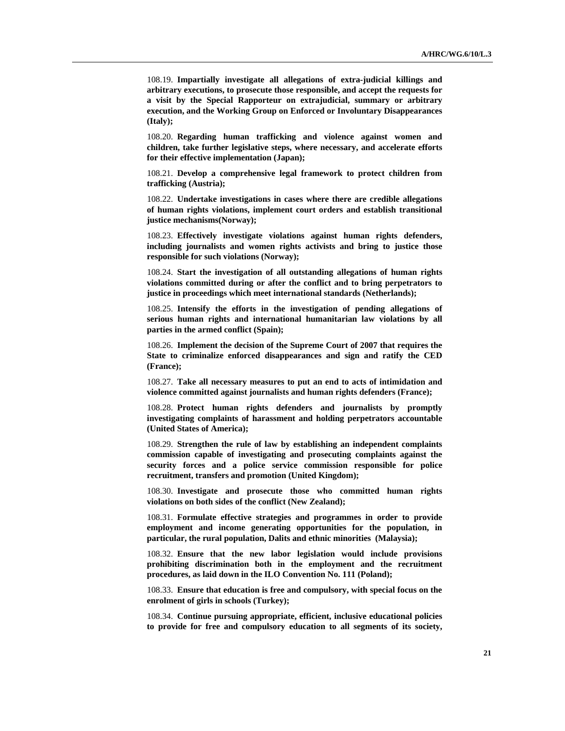108.19. **Impartially investigate all allegations of extra-judicial killings and arbitrary executions, to prosecute those responsible, and accept the requests for a visit by the Special Rapporteur on extrajudicial, summary or arbitrary execution, and the Working Group on Enforced or Involuntary Disappearances (Italy);**

108.20. **Regarding human trafficking and violence against women and children, take further legislative steps, where necessary, and accelerate efforts for their effective implementation (Japan);**

108.21. **Develop a comprehensive legal framework to protect children from trafficking (Austria);**

108.22. **Undertake investigations in cases where there are credible allegations of human rights violations, implement court orders and establish transitional justice mechanisms(Norway);**

108.23. **Effectively investigate violations against human rights defenders, including journalists and women rights activists and bring to justice those responsible for such violations (Norway);**

108.24. **Start the investigation of all outstanding allegations of human rights violations committed during or after the conflict and to bring perpetrators to justice in proceedings which meet international standards (Netherlands);**

108.25. **Intensify the efforts in the investigation of pending allegations of serious human rights and international humanitarian law violations by all parties in the armed conflict (Spain);**

108.26. **Implement the decision of the Supreme Court of 2007 that requires the State to criminalize enforced disappearances and sign and ratify the CED (France);**

108.27. **Take all necessary measures to put an end to acts of intimidation and violence committed against journalists and human rights defenders (France);**

108.28. **Protect human rights defenders and journalists by promptly investigating complaints of harassment and holding perpetrators accountable (United States of America);**

108.29. **Strengthen the rule of law by establishing an independent complaints commission capable of investigating and prosecuting complaints against the security forces and a police service commission responsible for police recruitment, transfers and promotion (United Kingdom);**

108.30. **Investigate and prosecute those who committed human rights violations on both sides of the conflict (New Zealand);**

108.31. **Formulate effective strategies and programmes in order to provide employment and income generating opportunities for the population, in particular, the rural population, Dalits and ethnic minorities (Malaysia);**

108.32. **Ensure that the new labor legislation would include provisions prohibiting discrimination both in the employment and the recruitment procedures, as laid down in the ILO Convention No. 111 (Poland);**

108.33. **Ensure that education is free and compulsory, with special focus on the enrolment of girls in schools (Turkey);**

108.34. **Continue pursuing appropriate, efficient, inclusive educational policies to provide for free and compulsory education to all segments of its society,**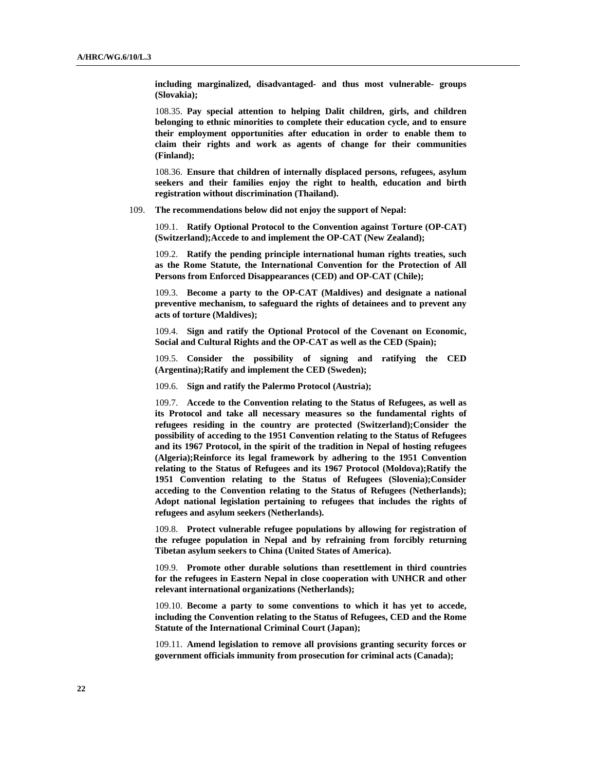**including marginalized, disadvantaged- and thus most vulnerable- groups (Slovakia);**

108.35. **Pay special attention to helping Dalit children, girls, and children belonging to ethnic minorities to complete their education cycle, and to ensure their employment opportunities after education in order to enable them to claim their rights and work as agents of change for their communities (Finland);**

108.36. **Ensure that children of internally displaced persons, refugees, asylum seekers and their families enjoy the right to health, education and birth registration without discrimination (Thailand).**

109. **The recommendations below did not enjoy the support of Nepal:**

109.1. **Ratify Optional Protocol to the Convention against Torture (OP-CAT) (Switzerland);Accede to and implement the OP-CAT (New Zealand);**

109.2. **Ratify the pending principle international human rights treaties, such as the Rome Statute, the International Convention for the Protection of All Persons from Enforced Disappearances (CED) and OP-CAT (Chile);**

109.3. **Become a party to the OP-CAT (Maldives) and designate a national preventive mechanism, to safeguard the rights of detainees and to prevent any acts of torture (Maldives);**

109.4. **Sign and ratify the Optional Protocol of the Covenant on Economic, Social and Cultural Rights and the OP-CAT as well as the CED (Spain);**

109.5. **Consider the possibility of signing and ratifying the CED (Argentina);Ratify and implement the CED (Sweden);**

109.6. **Sign and ratify the Palermo Protocol (Austria);**

109.7. **Accede to the Convention relating to the Status of Refugees, as well as its Protocol and take all necessary measures so the fundamental rights of refugees residing in the country are protected (Switzerland);Consider the possibility of acceding to the 1951 Convention relating to the Status of Refugees and its 1967 Protocol, in the spirit of the tradition in Nepal of hosting refugees (Algeria);Reinforce its legal framework by adhering to the 1951 Convention relating to the Status of Refugees and its 1967 Protocol (Moldova);Ratify the 1951 Convention relating to the Status of Refugees (Slovenia);Consider acceding to the Convention relating to the Status of Refugees (Netherlands); Adopt national legislation pertaining to refugees that includes the rights of refugees and asylum seekers (Netherlands).**

109.8. **Protect vulnerable refugee populations by allowing for registration of the refugee population in Nepal and by refraining from forcibly returning Tibetan asylum seekers to China (United States of America).**

109.9. **Promote other durable solutions than resettlement in third countries for the refugees in Eastern Nepal in close cooperation with UNHCR and other relevant international organizations (Netherlands);**

109.10. **Become a party to some conventions to which it has yet to accede, including the Convention relating to the Status of Refugees, CED and the Rome Statute of the International Criminal Court (Japan);**

109.11. **Amend legislation to remove all provisions granting security forces or government officials immunity from prosecution for criminal acts (Canada);**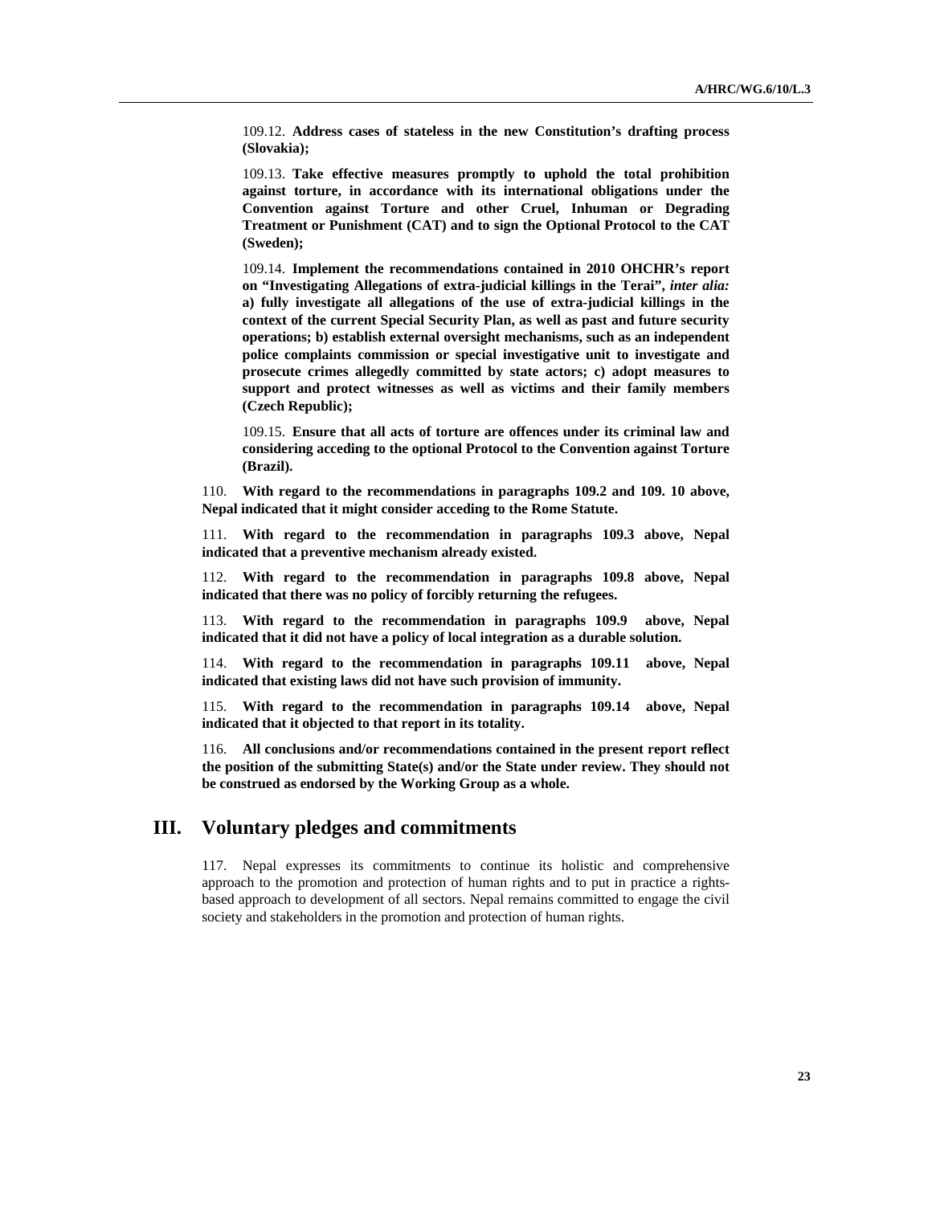109.12. **Address cases of stateless in the new Constitution's drafting process (Slovakia);**

109.13. **Take effective measures promptly to uphold the total prohibition against torture, in accordance with its international obligations under the Convention against Torture and other Cruel, Inhuman or Degrading Treatment or Punishment (CAT) and to sign the Optional Protocol to the CAT (Sweden);**

109.14. **Implement the recommendations contained in 2010 OHCHR's report on "Investigating Allegations of extra-judicial killings in the Terai",** ***inter alia:*** **a) fully investigate all allegations of the use of extra-judicial killings in the context of the current Special Security Plan, as well as past and future security operations; b) establish external oversight mechanisms, such as an independent police complaints commission or special investigative unit to investigate and prosecute crimes allegedly committed by state actors; c) adopt measures to support and protect witnesses as well as victims and their family members (Czech Republic);**

109.15. **Ensure that all acts of torture are offences under its criminal law and considering acceding to the optional Protocol to the Convention against Torture (Brazil).**

110. **With regard to the recommendations in paragraphs 109.2 and 109. 10 above, Nepal indicated that it might consider acceding to the Rome Statute.**

111. **With regard to the recommendation in paragraphs 109.3 above, Nepal indicated that a preventive mechanism already existed.**

112. **With regard to the recommendation in paragraphs 109.8 above, Nepal indicated that there was no policy of forcibly returning the refugees.**

113. **With regard to the recommendation in paragraphs 109.9 above, Nepal indicated that it did not have a policy of local integration as a durable solution.**

114. **With regard to the recommendation in paragraphs 109.11 above, Nepal indicated that existing laws did not have such provision of immunity.**

115. **With regard to the recommendation in paragraphs 109.14 above, Nepal indicated that it objected to that report in its totality.**

116. **All conclusions and/or recommendations contained in the present report reflect the position of the submitting State(s) and/or the State under review. They should not be construed as endorsed by the Working Group as a whole.**

## III. Voluntary pledges and commitments

117. Nepal expresses its commitments to continue its holistic and comprehensive approach to the promotion and protection of human rights and to put in practice a rights-based approach to development of all sectors. Nepal remains committed to engage the civil society and stakeholders in the promotion and protection of human rights.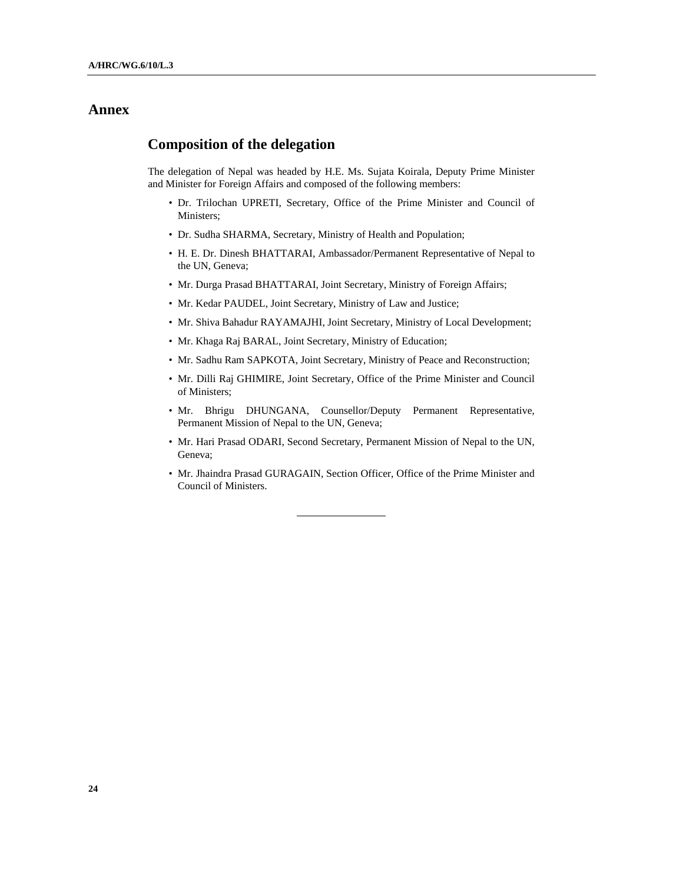# Annex

## Composition of the delegation

The delegation of Nepal was headed by H.E. Ms. Sujata Koirala, Deputy Prime Minister and Minister for Foreign Affairs and composed of the following members:

- Dr. Trilochan UPRETI, Secretary, Office of the Prime Minister and Council of Ministers;
- Dr. Sudha SHARMA, Secretary, Ministry of Health and Population;
- H. E. Dr. Dinesh BHATTARAI, Ambassador/Permanent Representative of Nepal to the UN, Geneva;
- Mr. Durga Prasad BHATTARAI, Joint Secretary, Ministry of Foreign Affairs;
- Mr. Kedar PAUDEL, Joint Secretary, Ministry of Law and Justice;
- Mr. Shiva Bahadur RAYAMAJHI, Joint Secretary, Ministry of Local Development;
- Mr. Khaga Raj BARAL, Joint Secretary, Ministry of Education;
- Mr. Sadhu Ram SAPKOTA, Joint Secretary, Ministry of Peace and Reconstruction;
- Mr. Dilli Raj GHIMIRE, Joint Secretary, Office of the Prime Minister and Council of Ministers;
- Mr. Bhrigu DHUNGANA, Counsellor/Deputy Permanent Representative, Permanent Mission of Nepal to the UN, Geneva;
- Mr. Hari Prasad ODARI, Second Secretary, Permanent Mission of Nepal to the UN, Geneva;
- Mr. Jhaindra Prasad GURAGAIN, Section Officer, Office of the Prime Minister and Council of Ministers.